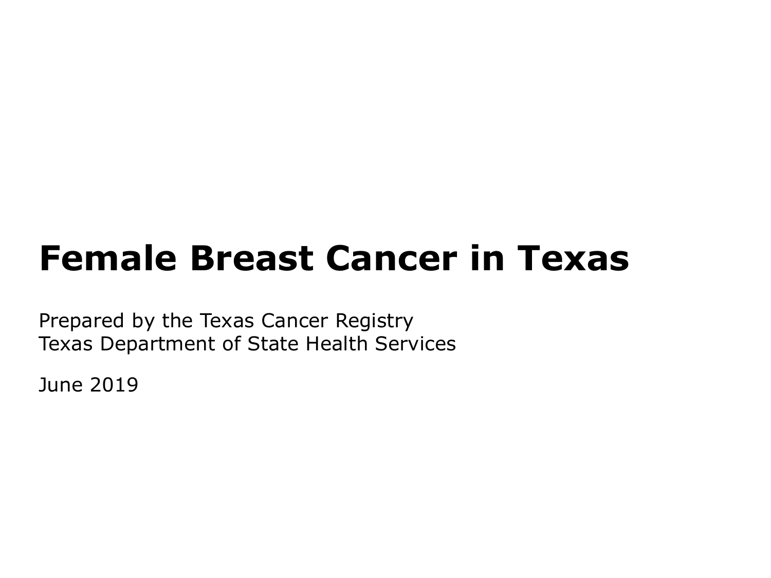# Female Breast Cancer in Texas

Prepared by the Texas Cancer Registry
Texas Department of State Health Services

June 2019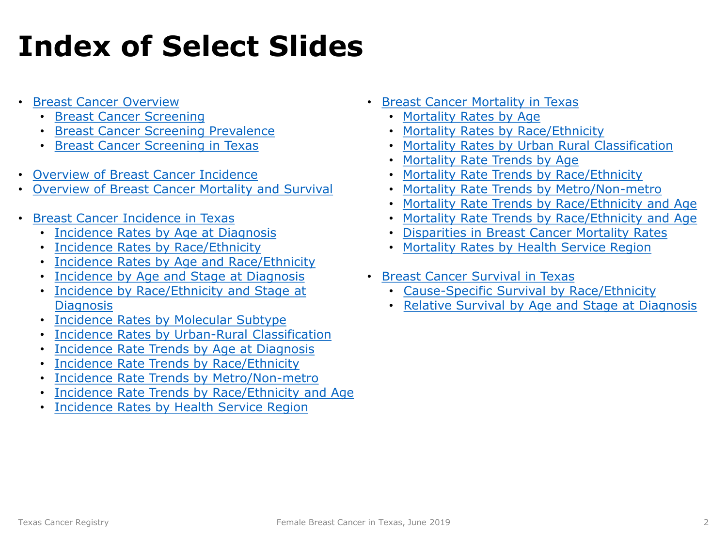# Index of Select Slides

- Breast Cancer Overview
  - Breast Cancer Screening
  - Breast Cancer Screening Prevalence
  - Breast Cancer Screening in Texas

- Overview of Breast Cancer Incidence
- Overview of Breast Cancer Mortality and Survival

- Breast Cancer Incidence in Texas
  - Incidence Rates by Age at Diagnosis
  - Incidence Rates by Race/Ethnicity
  - Incidence Rates by Age and Race/Ethnicity
  - Incidence by Age and Stage at Diagnosis
  - Incidence by Race/Ethnicity and Stage at Diagnosis
  - Incidence Rates by Molecular Subtype
  - Incidence Rates by Urban-Rural Classification
  - Incidence Rate Trends by Age at Diagnosis
  - Incidence Rate Trends by Race/Ethnicity
  - Incidence Rate Trends by Metro/Non-metro
  - Incidence Rate Trends by Race/Ethnicity and Age
  - Incidence Rates by Health Service Region

- Breast Cancer Mortality in Texas
  - Mortality Rates by Age
  - Mortality Rates by Race/Ethnicity
  - Mortality Rates by Urban Rural Classification
  - Mortality Rate Trends by Age
  - Mortality Rate Trends by Race/Ethnicity
  - Mortality Rate Trends by Metro/Non-metro
  - Mortality Rate Trends by Race/Ethnicity and Age
  - Mortality Rate Trends by Race/Ethnicity and Age
  - Disparities in Breast Cancer Mortality Rates
  - Mortality Rates by Health Service Region

- Breast Cancer Survival in Texas
  - Cause-Specific Survival by Race/Ethnicity
  - Relative Survival by Age and Stage at Diagnosis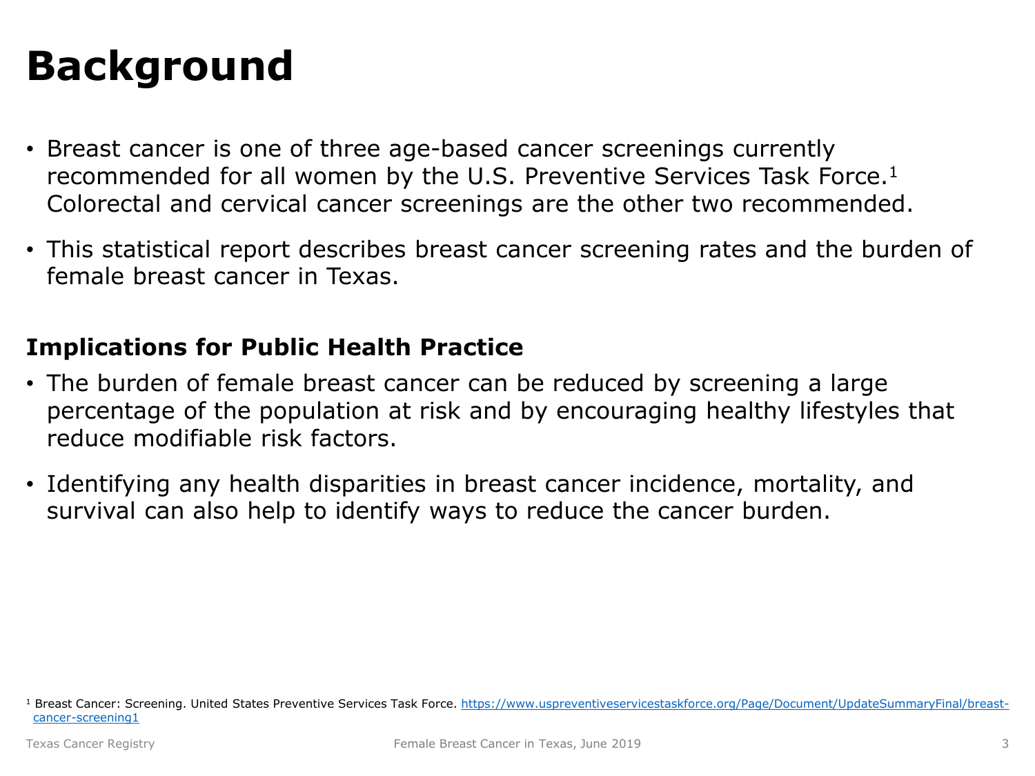# Background

- Breast cancer is one of three age-based cancer screenings currently recommended for all women by the U.S. Preventive Services Task Force.[1] Colorectal and cervical cancer screenings are the other two recommended.
- This statistical report describes breast cancer screening rates and the burden of female breast cancer in Texas.

## Implications for Public Health Practice

- The burden of female breast cancer can be reduced by screening a large percentage of the population at risk and by encouraging healthy lifestyles that reduce modifiable risk factors.
- Identifying any health disparities in breast cancer incidence, mortality, and survival can also help to identify ways to reduce the cancer burden.

[1] Breast Cancer: Screening. United States Preventive Services Task Force. https://www.uspreventiveservicestaskforce.org/Page/Document/UpdateSummaryFinal/breast-cancer-screening1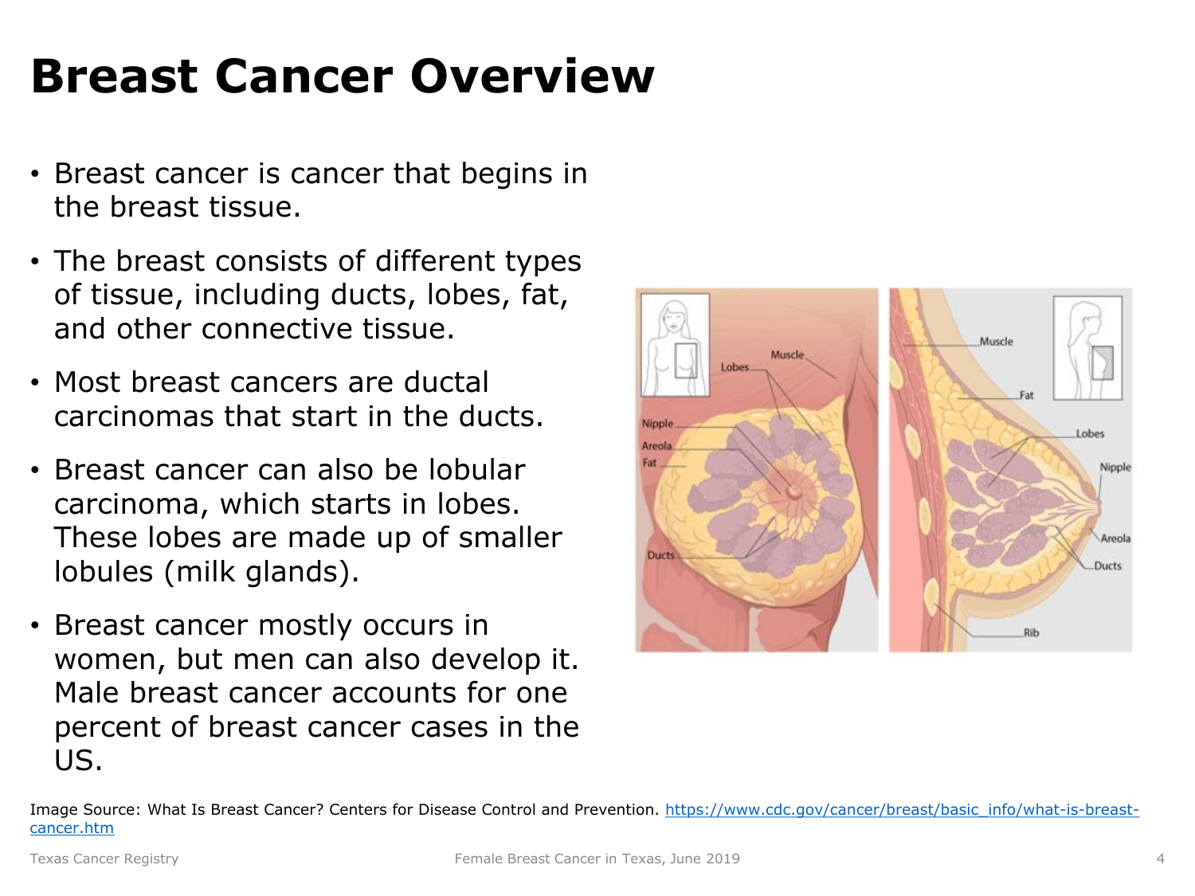# Breast Cancer Overview

- Breast cancer is cancer that begins in the breast tissue.
- The breast consists of different types of tissue, including ducts, lobes, fat, and other connective tissue.
- Most breast cancers are ductal carcinomas that start in the ducts.
- Breast cancer can also be lobular carcinoma, which starts in lobes. These lobes are made up of smaller lobules (milk glands).
- Breast cancer mostly occurs in women, but men can also develop it. Male breast cancer accounts for one percent of breast cancer cases in the US.

Image Source: What Is Breast Cancer? Centers for Disease Control and Prevention. https://www.cdc.gov/cancer/breast/basic_info/what-is-breast-cancer.htm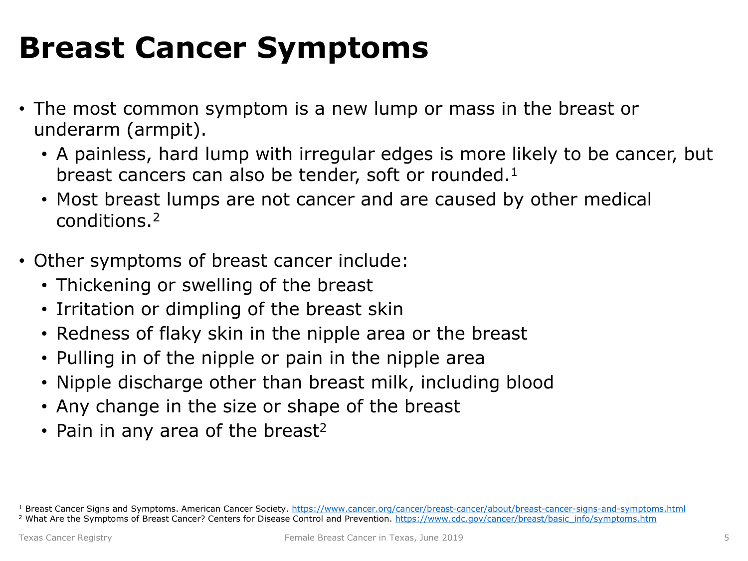# Breast Cancer Symptoms

- The most common symptom is a new lump or mass in the breast or underarm (armpit).
  - A painless, hard lump with irregular edges is more likely to be cancer, but breast cancers can also be tender, soft or rounded.[1]
  - Most breast lumps are not cancer and are caused by other medical conditions.[2]
- Other symptoms of breast cancer include:
  - Thickening or swelling of the breast
  - Irritation or dimpling of the breast skin
  - Redness of flaky skin in the nipple area or the breast
  - Pulling in of the nipple or pain in the nipple area
  - Nipple discharge other than breast milk, including blood
  - Any change in the size or shape of the breast
  - Pain in any area of the breast[2]

[1] Breast Cancer Signs and Symptoms. American Cancer Society. https://www.cancer.org/cancer/breast-cancer/about/breast-cancer-signs-and-symptoms.html
[2] What Are the Symptoms of Breast Cancer? Centers for Disease Control and Prevention. https://www.cdc.gov/cancer/breast/basic_info/symptoms.htm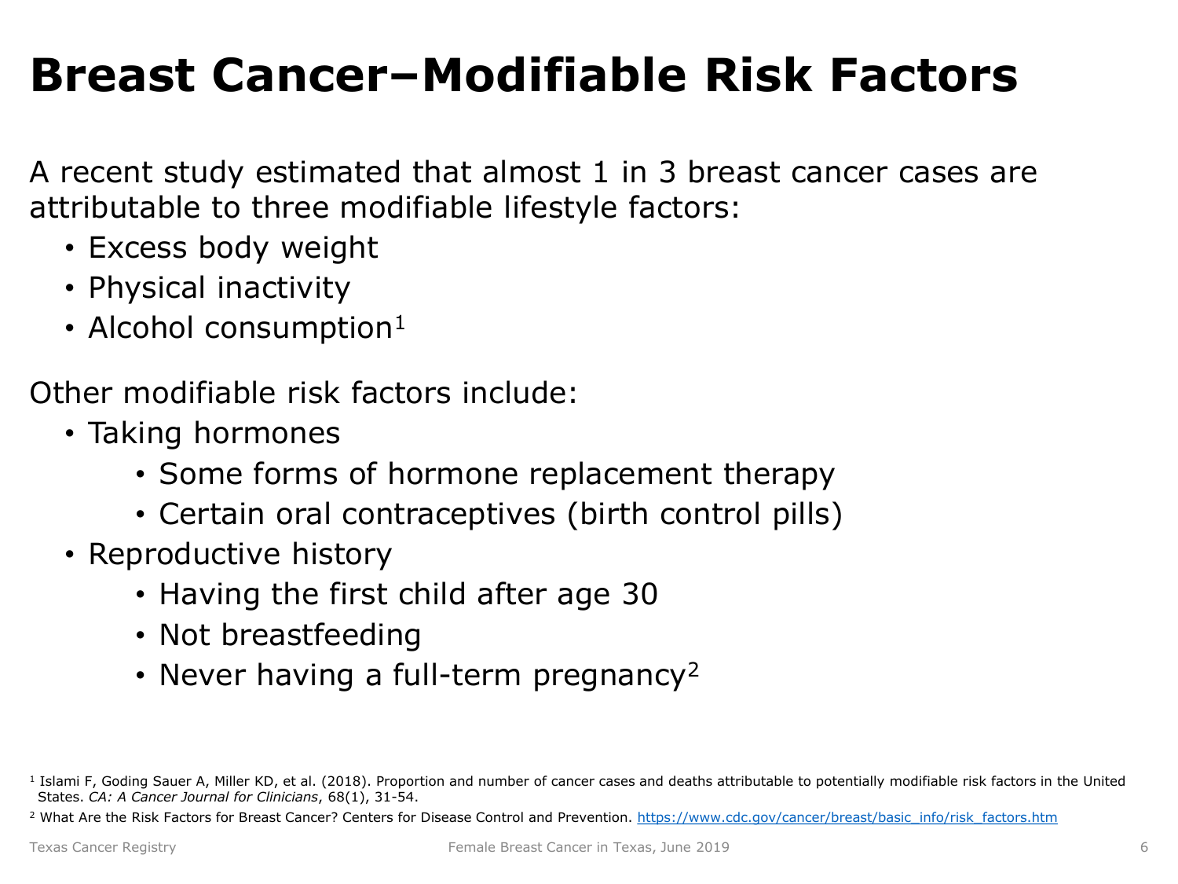# Breast Cancer–Modifiable Risk Factors

A recent study estimated that almost 1 in 3 breast cancer cases are attributable to three modifiable lifestyle factors:

- Excess body weight
- Physical inactivity
- Alcohol consumption[1]

Other modifiable risk factors include:

- Taking hormones
  - Some forms of hormone replacement therapy
  - Certain oral contraceptives (birth control pills)
- Reproductive history
  - Having the first child after age 30
  - Not breastfeeding
  - Never having a full-term pregnancy[2]

[1] Islami F, Goding Sauer A, Miller KD, et al. (2018). Proportion and number of cancer cases and deaths attributable to potentially modifiable risk factors in the United States. *CA: A Cancer Journal for Clinicians*, 68(1), 31-54.

[2] What Are the Risk Factors for Breast Cancer? Centers for Disease Control and Prevention. https://www.cdc.gov/cancer/breast/basic_info/risk_factors.htm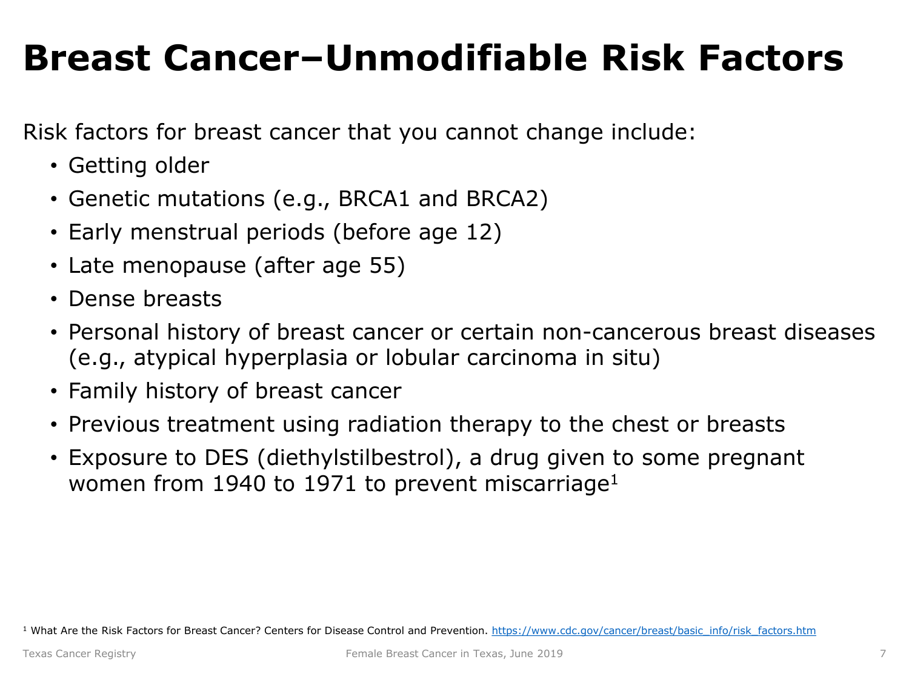# Breast Cancer–Unmodifiable Risk Factors

Risk factors for breast cancer that you cannot change include:

- Getting older
- Genetic mutations (e.g., BRCA1 and BRCA2)
- Early menstrual periods (before age 12)
- Late menopause (after age 55)
- Dense breasts
- Personal history of breast cancer or certain non-cancerous breast diseases (e.g., atypical hyperplasia or lobular carcinoma in situ)
- Family history of breast cancer
- Previous treatment using radiation therapy to the chest or breasts
- Exposure to DES (diethylstilbestrol), a drug given to some pregnant women from 1940 to 1971 to prevent miscarriage[1]

[1] What Are the Risk Factors for Breast Cancer? Centers for Disease Control and Prevention. https://www.cdc.gov/cancer/breast/basic_info/risk_factors.htm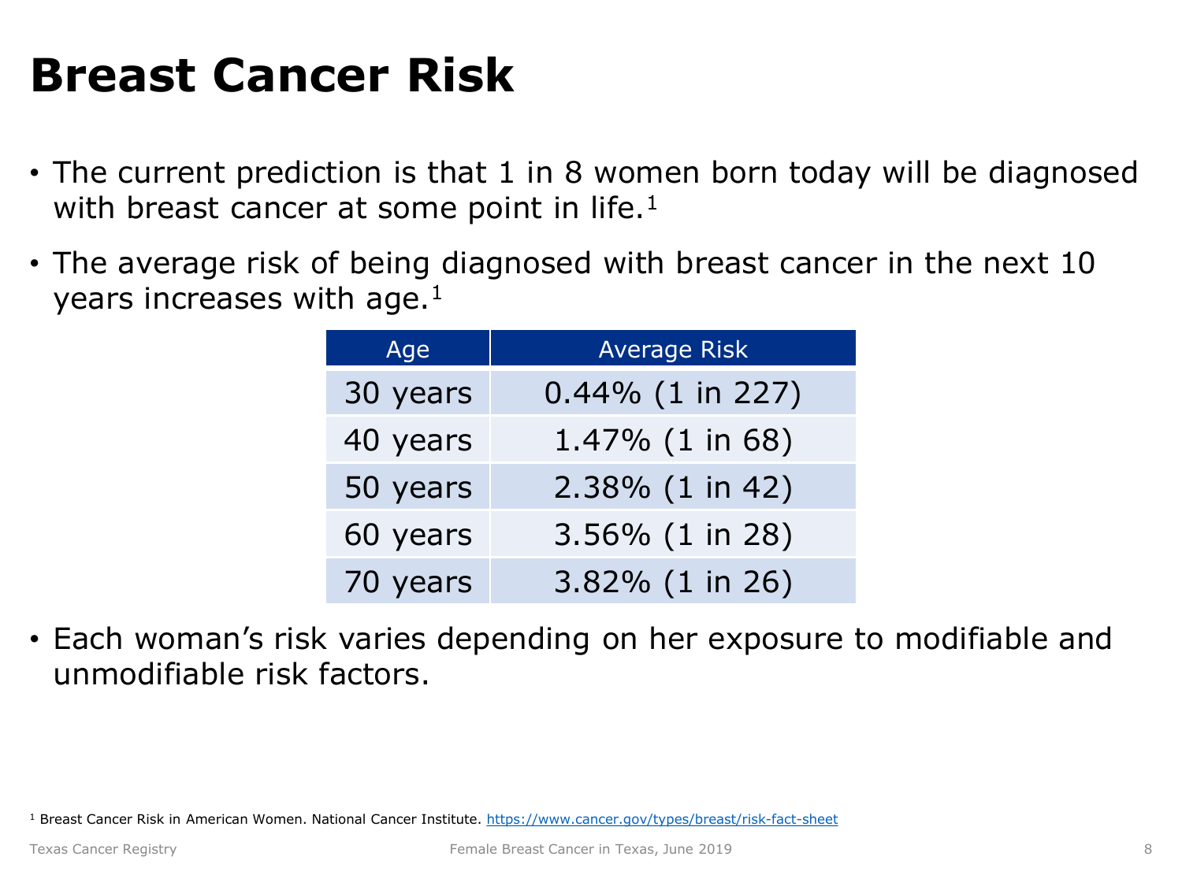# Breast Cancer Risk

- The current prediction is that 1 in 8 women born today will be diagnosed with breast cancer at some point in life.[1]
- The average risk of being diagnosed with breast cancer in the next 10 years increases with age.[1]

| Age | Average Risk |
|---|---|
| 30 years | 0.44% (1 in 227) |
| 40 years | 1.47% (1 in 68) |
| 50 years | 2.38% (1 in 42) |
| 60 years | 3.56% (1 in 28) |
| 70 years | 3.82% (1 in 26) |

- Each woman's risk varies depending on her exposure to modifiable and unmodifiable risk factors.

[1] Breast Cancer Risk in American Women. National Cancer Institute. https://www.cancer.gov/types/breast/risk-fact-sheet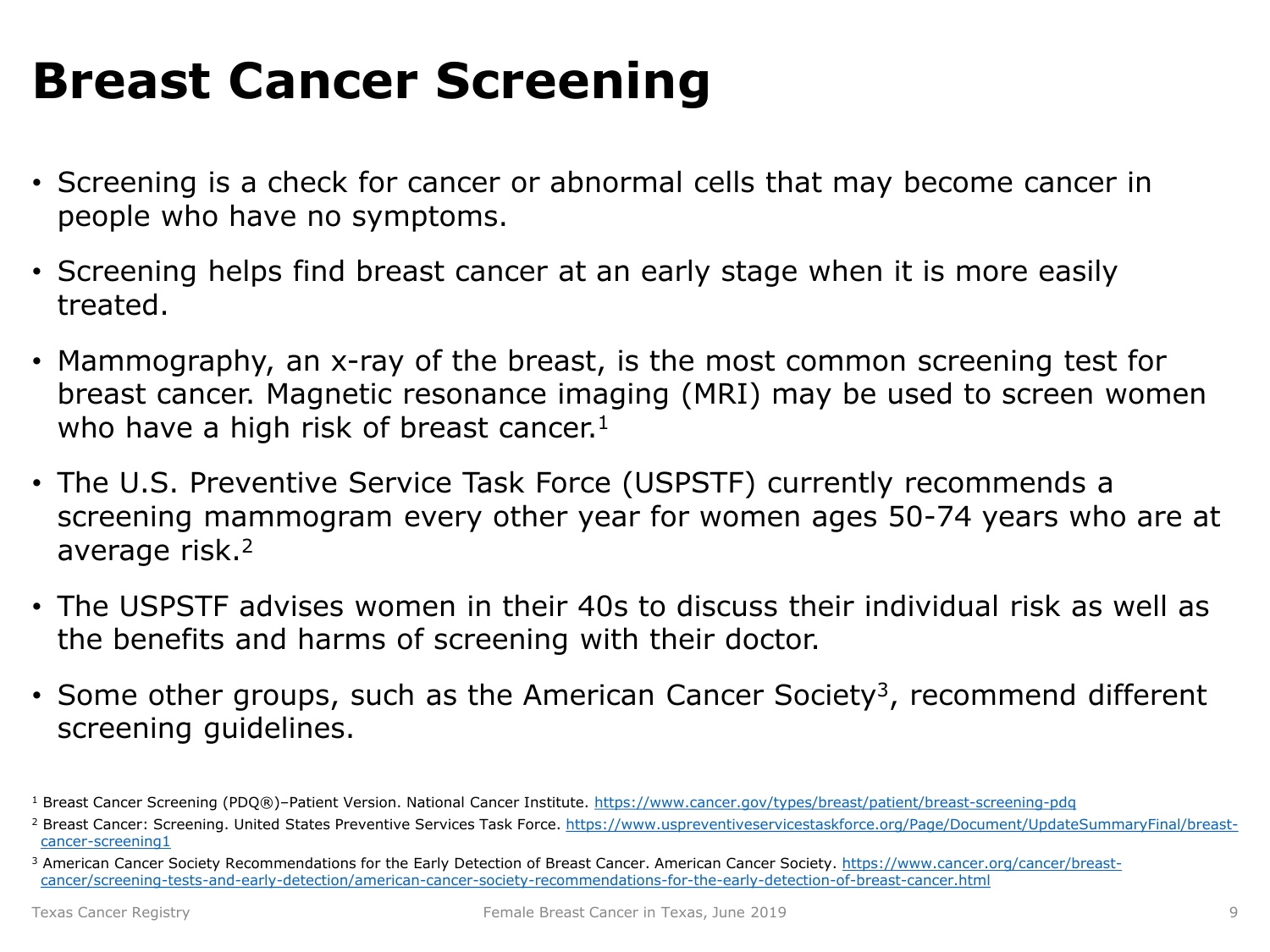# Breast Cancer Screening

- Screening is a check for cancer or abnormal cells that may become cancer in people who have no symptoms.
- Screening helps find breast cancer at an early stage when it is more easily treated.
- Mammography, an x-ray of the breast, is the most common screening test for breast cancer. Magnetic resonance imaging (MRI) may be used to screen women who have a high risk of breast cancer.[1]
- The U.S. Preventive Service Task Force (USPSTF) currently recommends a screening mammogram every other year for women ages 50-74 years who are at average risk.[2]
- The USPSTF advises women in their 40s to discuss their individual risk as well as the benefits and harms of screening with their doctor.
- Some other groups, such as the American Cancer Society[3], recommend different screening guidelines.

[1] Breast Cancer Screening (PDQ®)–Patient Version. National Cancer Institute. https://www.cancer.gov/types/breast/patient/breast-screening-pdq

[2] Breast Cancer: Screening. United States Preventive Services Task Force. https://www.uspreventiveservicestaskforce.org/Page/Document/UpdateSummaryFinal/breast-cancer-screening1

[3] American Cancer Society Recommendations for the Early Detection of Breast Cancer. American Cancer Society. https://www.cancer.org/cancer/breast-cancer/screening-tests-and-early-detection/american-cancer-society-recommendations-for-the-early-detection-of-breast-cancer.html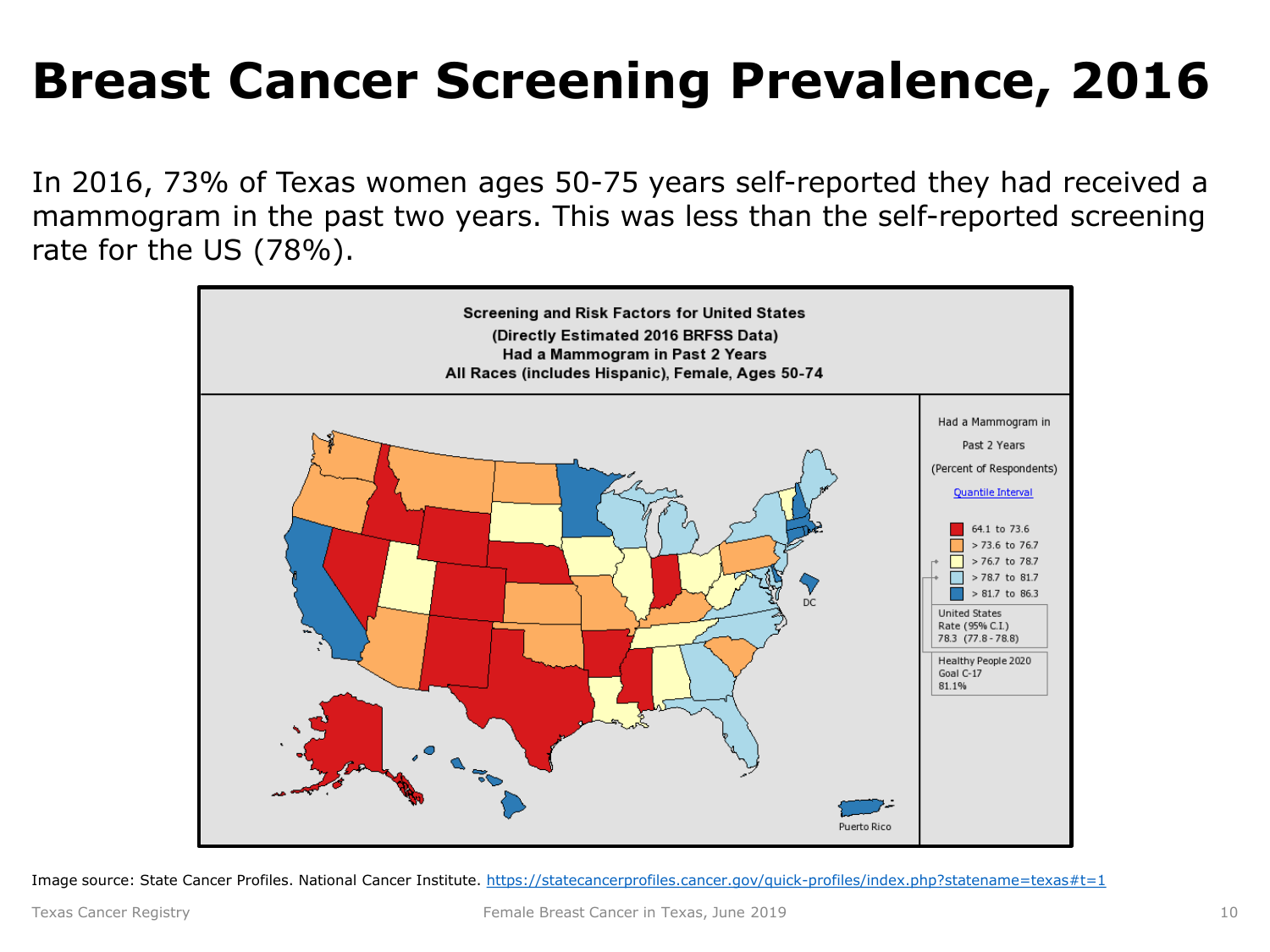# Breast Cancer Screening Prevalence, 2016

In 2016, 73% of Texas women ages 50-75 years self-reported they had received a mammogram in the past two years. This was less than the self-reported screening rate for the US (78%).

**Screening and Risk Factors for United States**
**(Directly Estimated 2016 BRFSS Data)**
**Had a Mammogram in Past 2 Years**
**All Races (includes Hispanic), Female, Ages 50-74**

Had a Mammogram in Past 2 Years (Percent of Respondents)

Quantile Interval

- 64.1 to 73.6
- > 73.6 to 76.7
- > 76.7 to 78.7
- > 78.7 to 81.7
- > 81.7 to 86.3

United States Rate (95% C.I.) 78.3 (77.8 - 78.8)

Healthy People 2020 Goal C-17 81.1%

Image source: State Cancer Profiles. National Cancer Institute. https://statecancerprofiles.cancer.gov/quick-profiles/index.php?statename=texas#t=1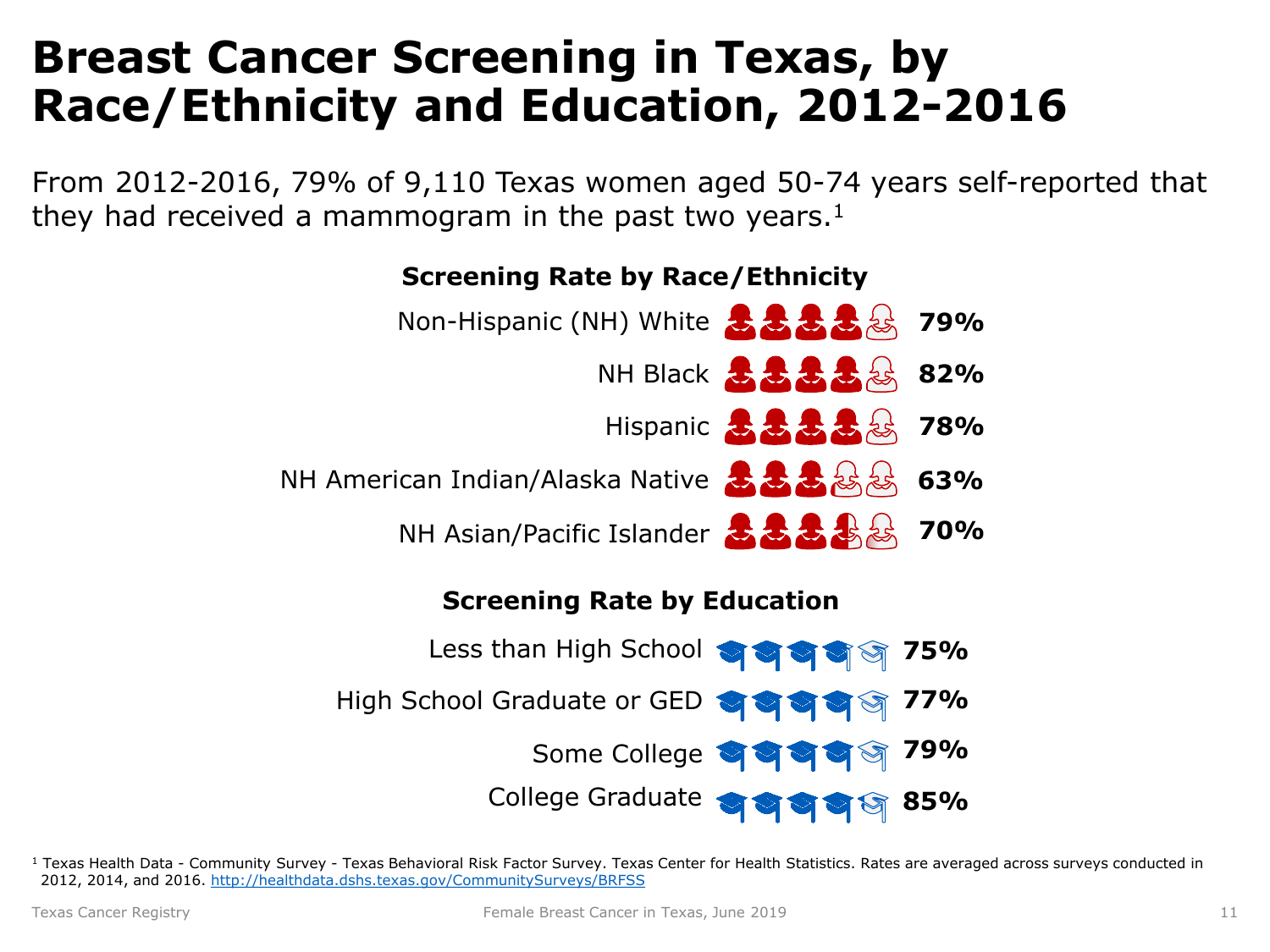# Breast Cancer Screening in Texas, by Race/Ethnicity and Education, 2012-2016

From 2012-2016, 79% of 9,110 Texas women aged 50-74 years self-reported that they had received a mammogram in the past two years.[1]

### Screening Rate by Race/Ethnicity

| Race/Ethnicity | Screening Rate |
| --- | --- |
| Non-Hispanic (NH) White | 79% |
| NH Black | 82% |
| Hispanic | 78% |
| NH American Indian/Alaska Native | 63% |
| NH Asian/Pacific Islander | 70% |

### Screening Rate by Education

| Education | Screening Rate |
| --- | --- |
| Less than High School | 75% |
| High School Graduate or GED | 77% |
| Some College | 79% |
| College Graduate | 85% |

[1] Texas Health Data - Community Survey - Texas Behavioral Risk Factor Survey. Texas Center for Health Statistics. Rates are averaged across surveys conducted in 2012, 2014, and 2016. http://healthdata.dshs.texas.gov/CommunitySurveys/BRFSS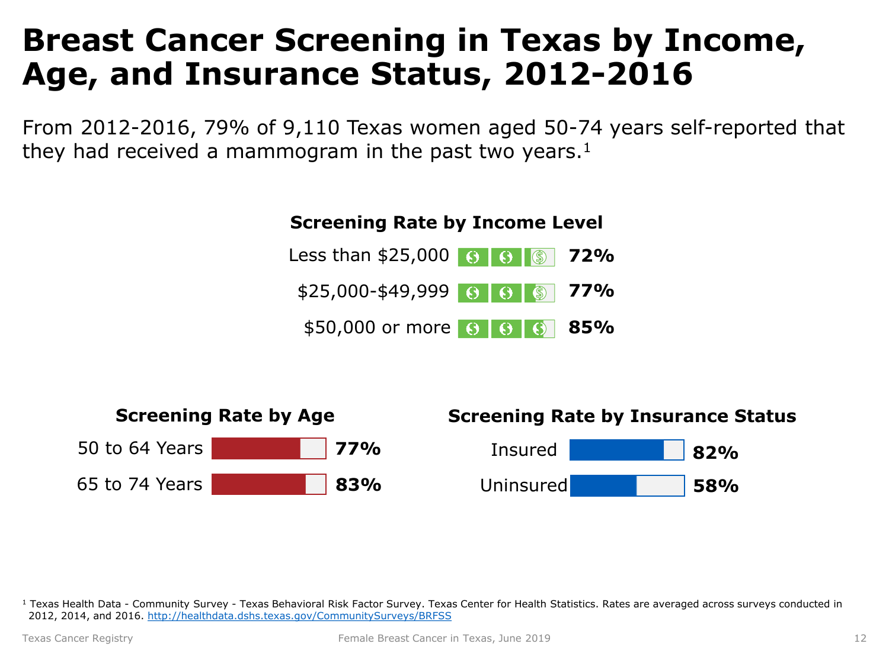# Breast Cancer Screening in Texas by Income, Age, and Insurance Status, 2012-2016

From 2012-2016, 79% of 9,110 Texas women aged 50-74 years self-reported that they had received a mammogram in the past two years.[1]

### Screening Rate by Income Level

| Income Level | Screening Rate |
| --- | --- |
| Less than $25,000 | 72% |
| $25,000-$49,999 | 77% |
| $50,000 or more | 85% |

### Screening Rate by Age

| Age | Screening Rate |
| --- | --- |
| 50 to 64 Years | 77% |
| 65 to 74 Years | 83% |

### Screening Rate by Insurance Status

| Insurance Status | Screening Rate |
| --- | --- |
| Insured | 82% |
| Uninsured | 58% |

[1] Texas Health Data - Community Survey - Texas Behavioral Risk Factor Survey. Texas Center for Health Statistics. Rates are averaged across surveys conducted in 2012, 2014, and 2016. http://healthdata.dshs.texas.gov/CommunitySurveys/BRFSS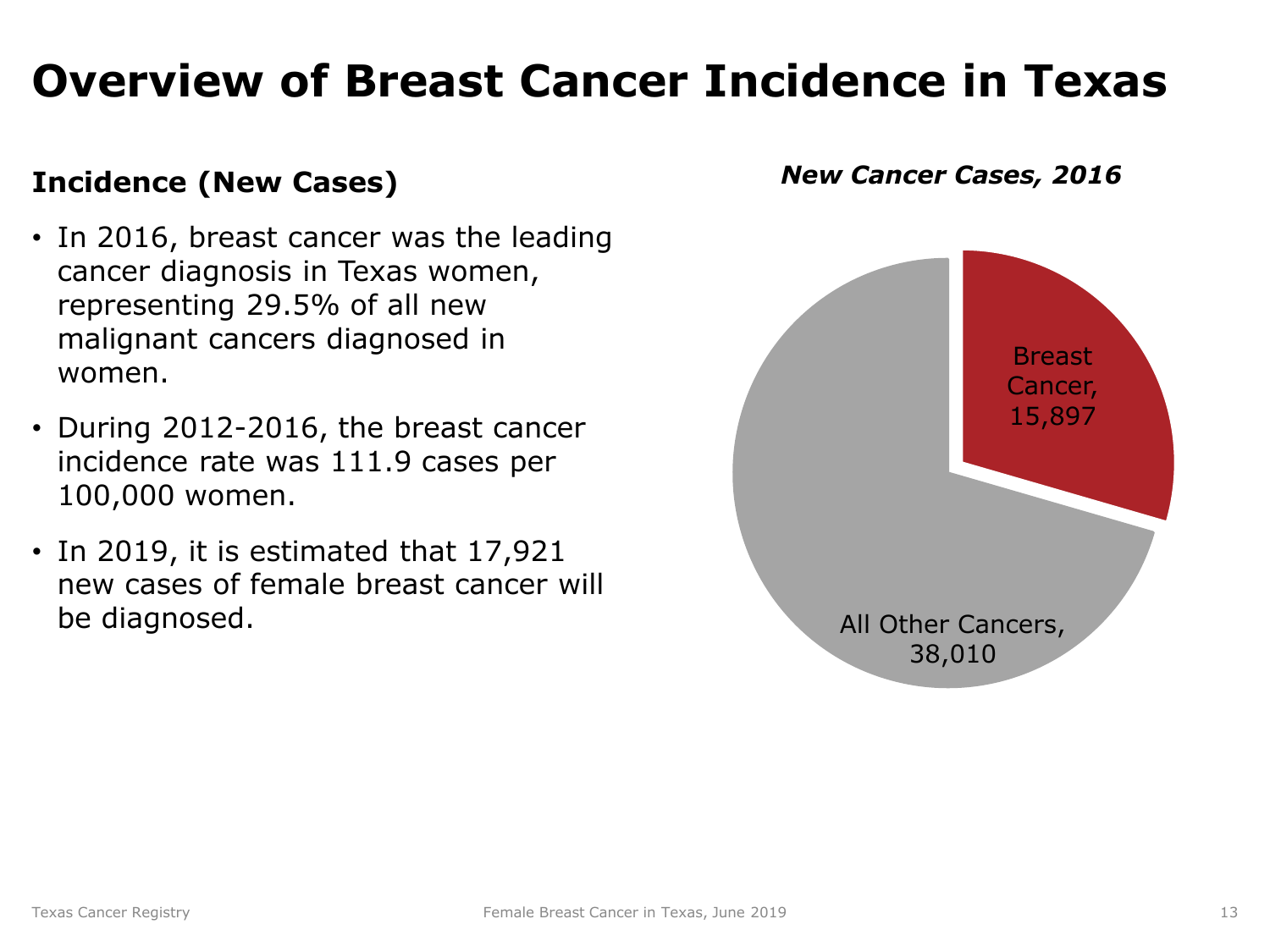# Overview of Breast Cancer Incidence in Texas

## Incidence (New Cases)

- In 2016, breast cancer was the leading cancer diagnosis in Texas women, representing 29.5% of all new malignant cancers diagnosed in women.
- During 2012-2016, the breast cancer incidence rate was 111.9 cases per 100,000 women.
- In 2019, it is estimated that 17,921 new cases of female breast cancer will be diagnosed.

***New Cancer Cases, 2016***

Breast Cancer, 15,897

All Other Cancers, 38,010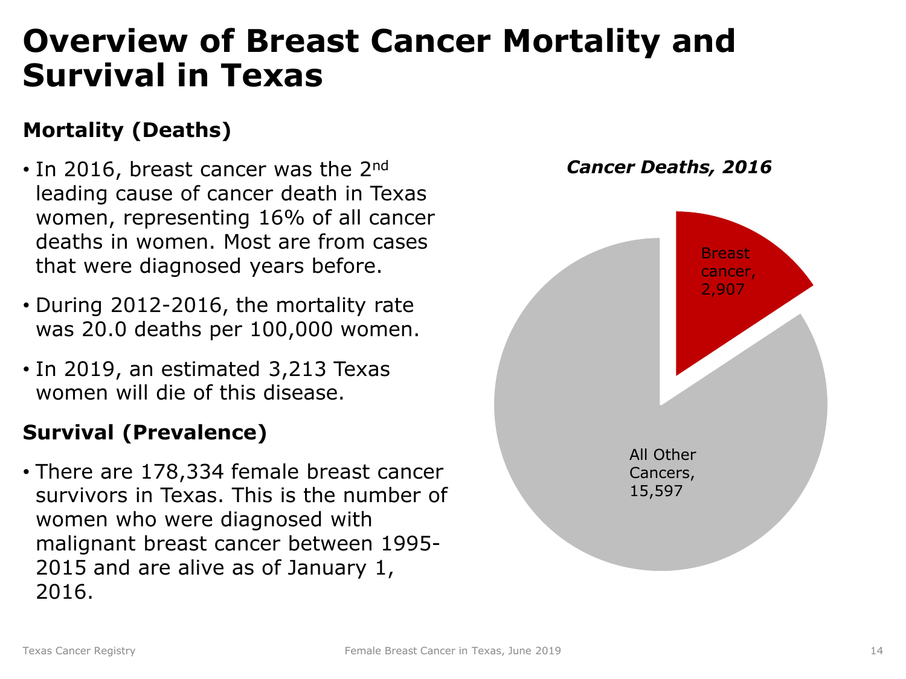# Overview of Breast Cancer Mortality and Survival in Texas

## Mortality (Deaths)

- In 2016, breast cancer was the 2nd leading cause of cancer death in Texas women, representing 16% of all cancer deaths in women. Most are from cases that were diagnosed years before.
- During 2012-2016, the mortality rate was 20.0 deaths per 100,000 women.
- In 2019, an estimated 3,213 Texas women will die of this disease.

## Survival (Prevalence)

- There are 178,334 female breast cancer survivors in Texas. This is the number of women who were diagnosed with malignant breast cancer between 1995-2015 and are alive as of January 1, 2016.

***Cancer Deaths, 2016***

Breast cancer, 2,907

All Other Cancers, 15,597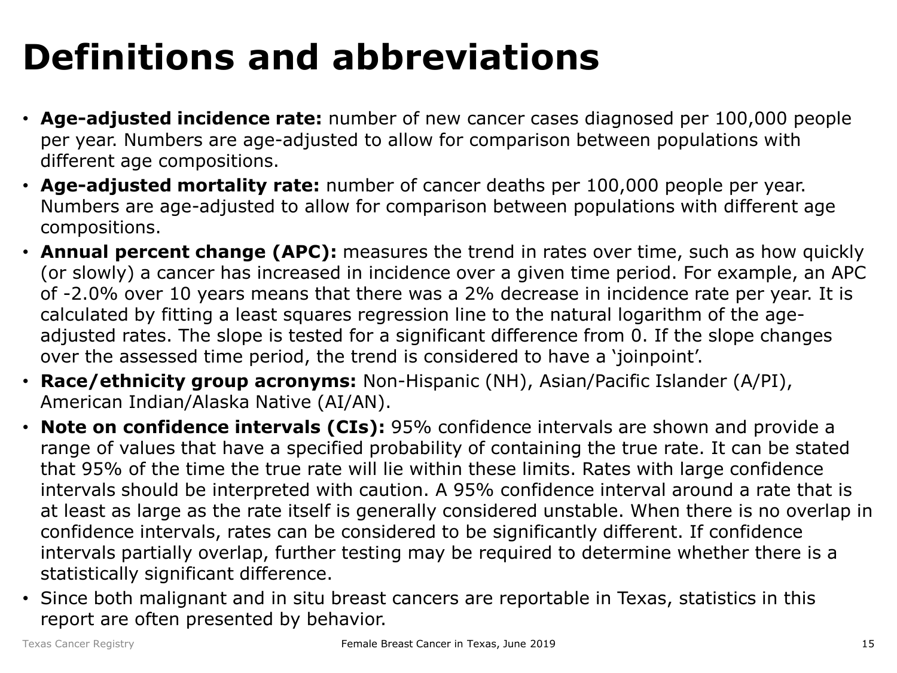# Definitions and abbreviations

- **Age-adjusted incidence rate:** number of new cancer cases diagnosed per 100,000 people per year. Numbers are age-adjusted to allow for comparison between populations with different age compositions.
- **Age-adjusted mortality rate:** number of cancer deaths per 100,000 people per year. Numbers are age-adjusted to allow for comparison between populations with different age compositions.
- **Annual percent change (APC):** measures the trend in rates over time, such as how quickly (or slowly) a cancer has increased in incidence over a given time period. For example, an APC of -2.0% over 10 years means that there was a 2% decrease in incidence rate per year. It is calculated by fitting a least squares regression line to the natural logarithm of the age-adjusted rates. The slope is tested for a significant difference from 0. If the slope changes over the assessed time period, the trend is considered to have a 'joinpoint'.
- **Race/ethnicity group acronyms:** Non-Hispanic (NH), Asian/Pacific Islander (A/PI), American Indian/Alaska Native (AI/AN).
- **Note on confidence intervals (CIs):** 95% confidence intervals are shown and provide a range of values that have a specified probability of containing the true rate. It can be stated that 95% of the time the true rate will lie within these limits. Rates with large confidence intervals should be interpreted with caution. A 95% confidence interval around a rate that is at least as large as the rate itself is generally considered unstable. When there is no overlap in confidence intervals, rates can be considered to be significantly different. If confidence intervals partially overlap, further testing may be required to determine whether there is a statistically significant difference.
- Since both malignant and in situ breast cancers are reportable in Texas, statistics in this report are often presented by behavior.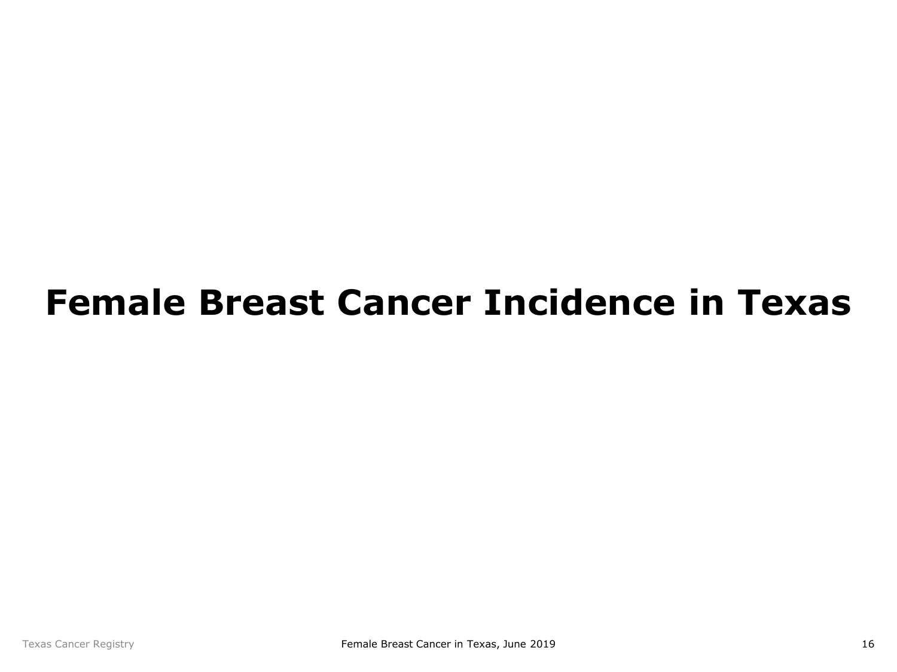# Female Breast Cancer Incidence in Texas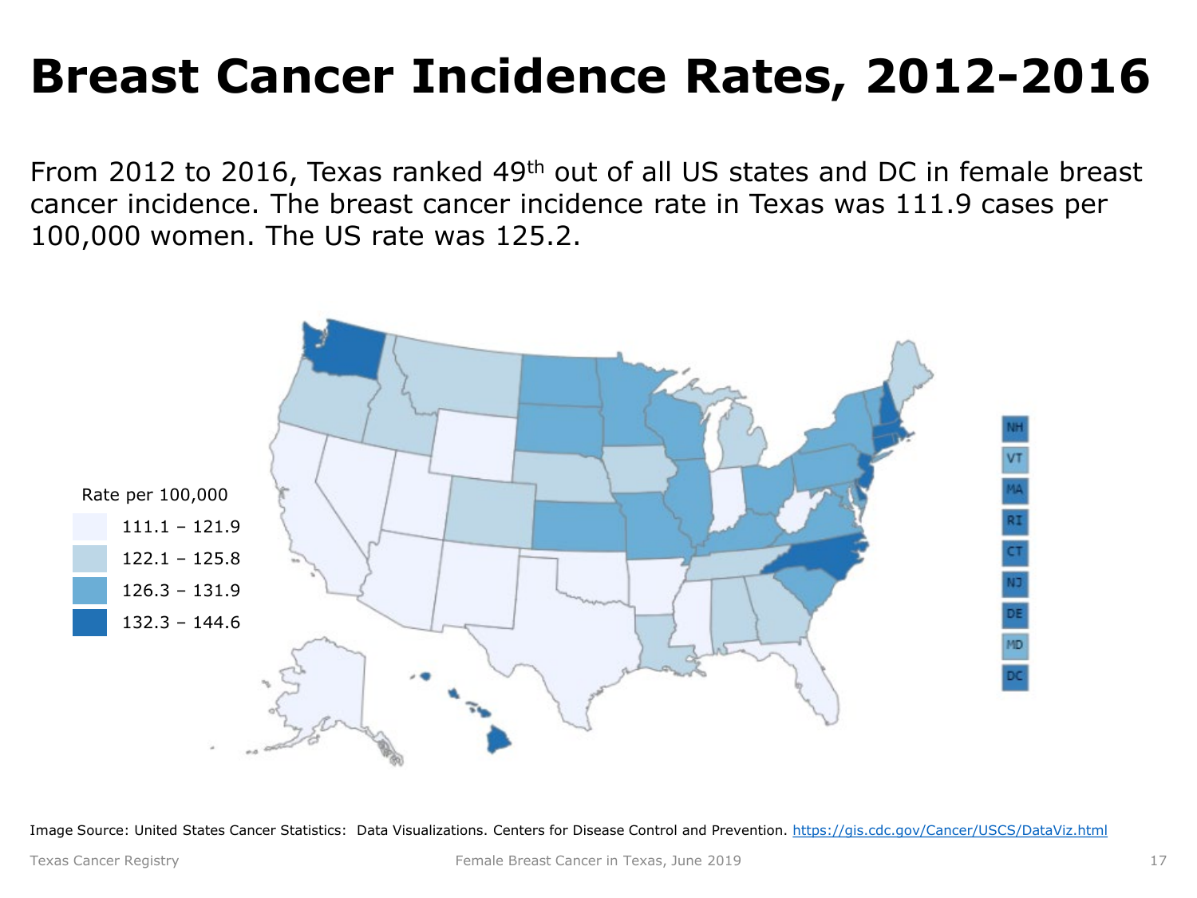# Breast Cancer Incidence Rates, 2012-2016

From 2012 to 2016, Texas ranked 49th out of all US states and DC in female breast cancer incidence. The breast cancer incidence rate in Texas was 111.9 cases per 100,000 women. The US rate was 125.2.

Rate per 100,000

- 111.1 – 121.9
- 122.1 – 125.8
- 126.3 – 131.9
- 132.3 – 144.6

NH, VT, MA, RI, CT, NJ, DE, MD, DC

Image Source: United States Cancer Statistics: Data Visualizations. Centers for Disease Control and Prevention. https://gis.cdc.gov/Cancer/USCS/DataViz.html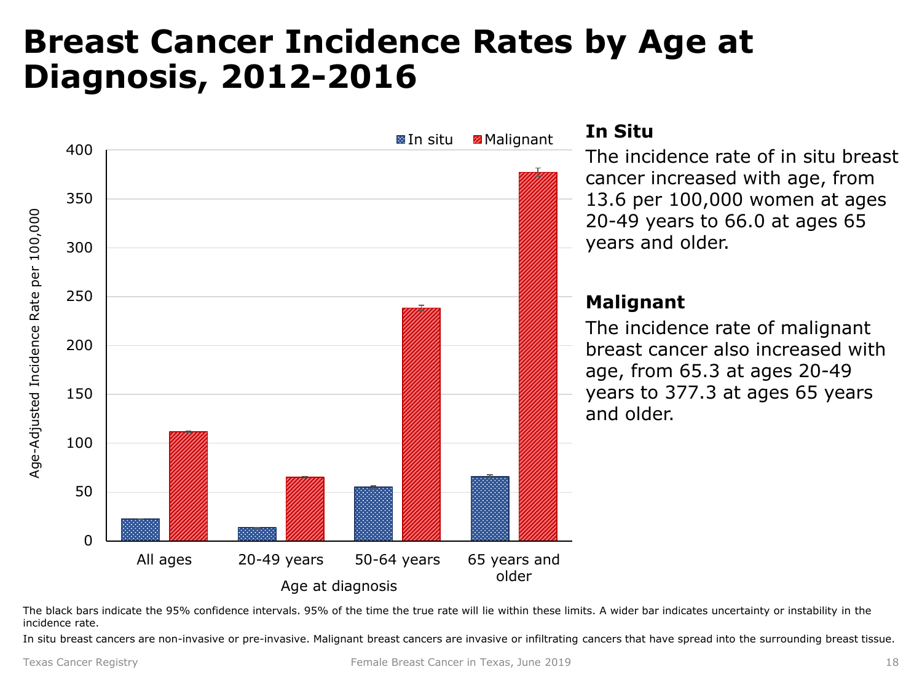# Breast Cancer Incidence Rates by Age at Diagnosis, 2012-2016

### In Situ

The incidence rate of in situ breast cancer increased with age, from 13.6 per 100,000 women at ages 20-49 years to 66.0 at ages 65 years and older.

### Malignant

The incidence rate of malignant breast cancer also increased with age, from 65.3 at ages 20-49 years to 377.3 at ages 65 years and older.

The black bars indicate the 95% confidence intervals. 95% of the time the true rate will lie within these limits. A wider bar indicates uncertainty or instability in the incidence rate.

In situ breast cancers are non-invasive or pre-invasive. Malignant breast cancers are invasive or infiltrating cancers that have spread into the surrounding breast tissue.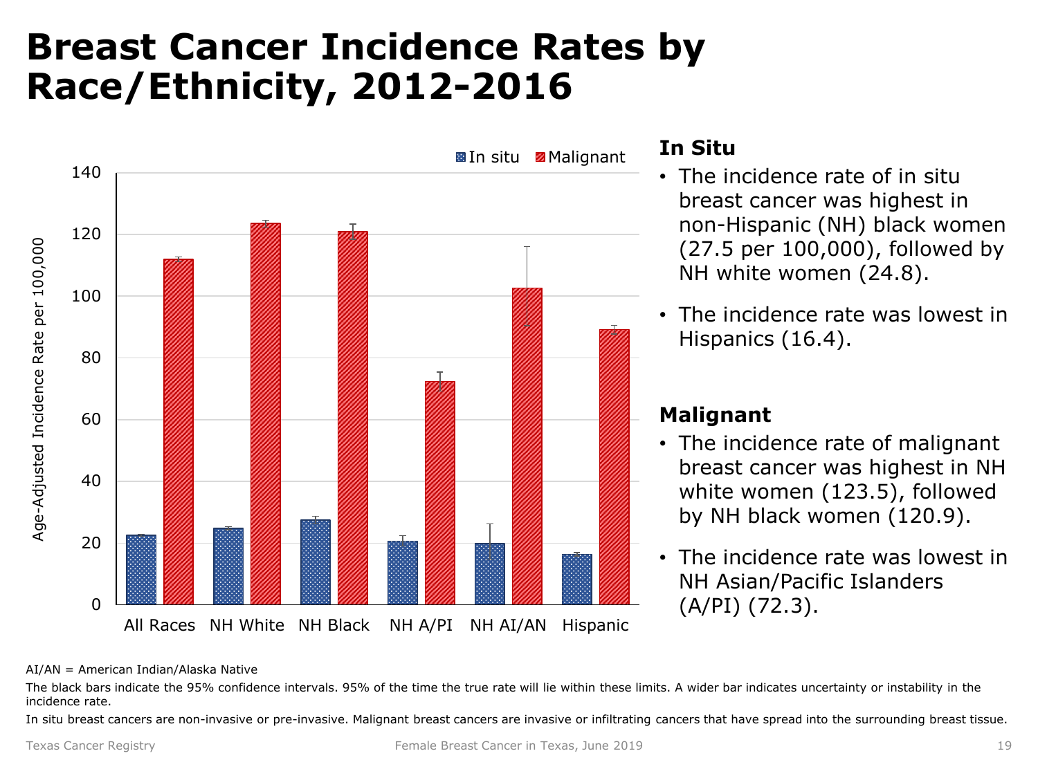# Breast Cancer Incidence Rates by Race/Ethnicity, 2012-2016

### In Situ

- The incidence rate of in situ breast cancer was highest in non-Hispanic (NH) black women (27.5 per 100,000), followed by NH white women (24.8).
- The incidence rate was lowest in Hispanics (16.4).

### Malignant

- The incidence rate of malignant breast cancer was highest in NH white women (123.5), followed by NH black women (120.9).
- The incidence rate was lowest in NH Asian/Pacific Islanders (A/PI) (72.3).

AI/AN = American Indian/Alaska Native

The black bars indicate the 95% confidence intervals. 95% of the time the true rate will lie within these limits. A wider bar indicates uncertainty or instability in the incidence rate.

In situ breast cancers are non-invasive or pre-invasive. Malignant breast cancers are invasive or infiltrating cancers that have spread into the surrounding breast tissue.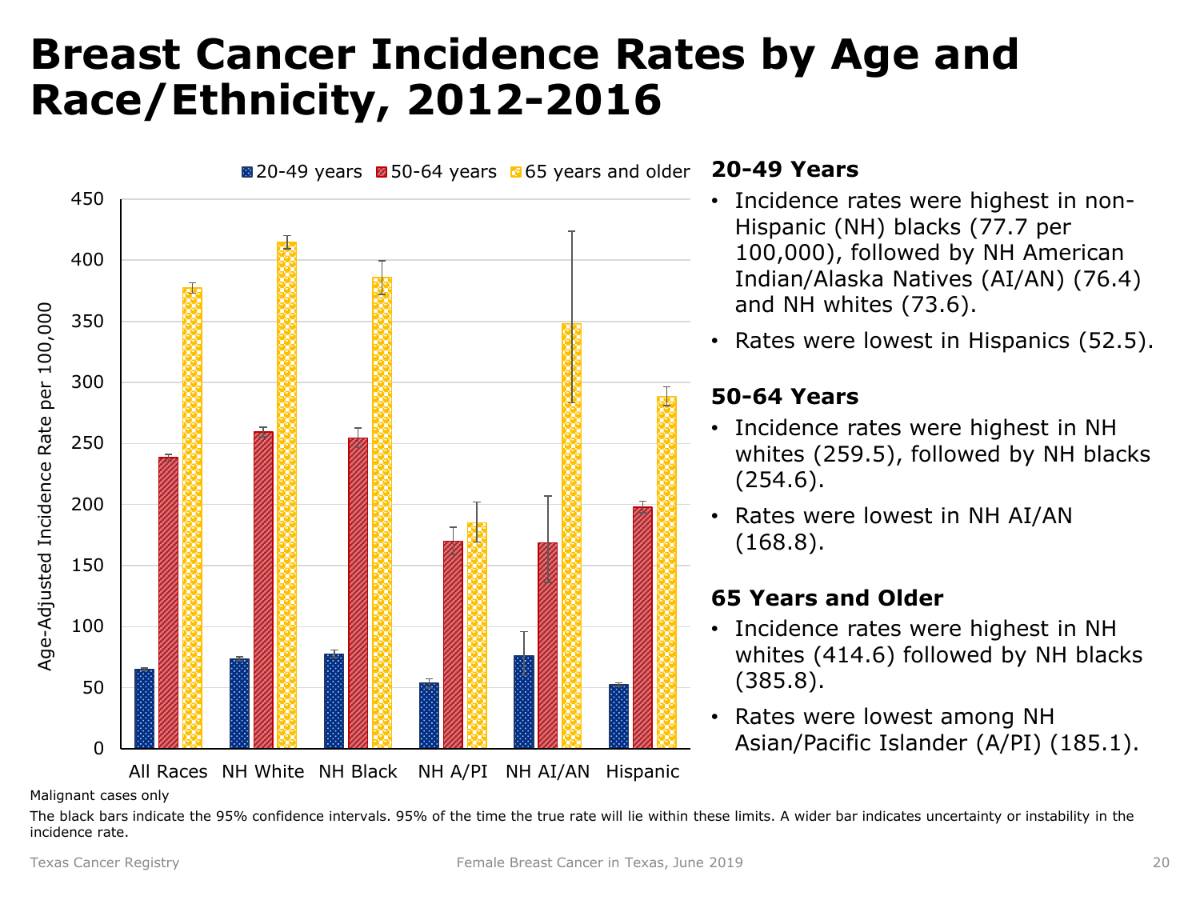# Breast Cancer Incidence Rates by Age and Race/Ethnicity, 2012-2016

## 20-49 Years

- Incidence rates were highest in non-Hispanic (NH) blacks (77.7 per 100,000), followed by NH American Indian/Alaska Natives (AI/AN) (76.4) and NH whites (73.6).
- Rates were lowest in Hispanics (52.5).

## 50-64 Years

- Incidence rates were highest in NH whites (259.5), followed by NH blacks (254.6).
- Rates were lowest in NH AI/AN (168.8).

## 65 Years and Older

- Incidence rates were highest in NH whites (414.6) followed by NH blacks (385.8).
- Rates were lowest among NH Asian/Pacific Islander (A/PI) (185.1).

Malignant cases only

The black bars indicate the 95% confidence intervals. 95% of the time the true rate will lie within these limits. A wider bar indicates uncertainty or instability in the incidence rate.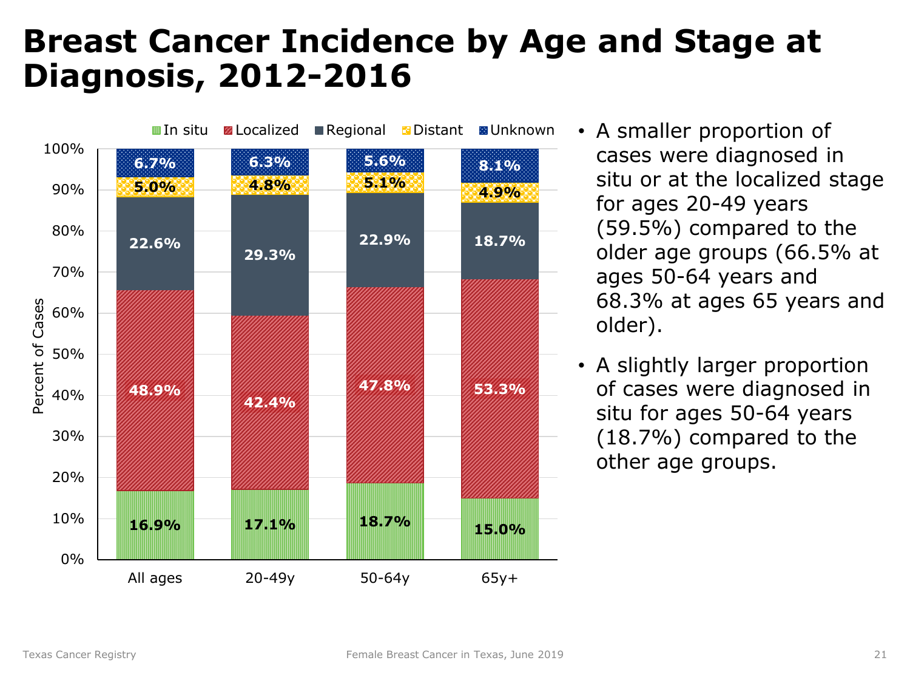# Breast Cancer Incidence by Age and Stage at Diagnosis, 2012-2016

| Stage | All ages | 20-49y | 50-64y | 65y+ |
|---|---|---|---|---|
| In situ | 16.9% | 17.1% | 18.7% | 15.0% |
| Localized | 48.9% | 42.4% | 47.8% | 53.3% |
| Regional | 22.6% | 29.3% | 22.9% | 18.7% |
| Distant | 5.0% | 4.8% | 5.1% | 4.9% |
| Unknown | 6.7% | 6.3% | 5.6% | 8.1% |

- A smaller proportion of cases were diagnosed in situ or at the localized stage for ages 20-49 years (59.5%) compared to the older age groups (66.5% at ages 50-64 years and 68.3% at ages 65 years and older).
- A slightly larger proportion of cases were diagnosed in situ for ages 50-64 years (18.7%) compared to the other age groups.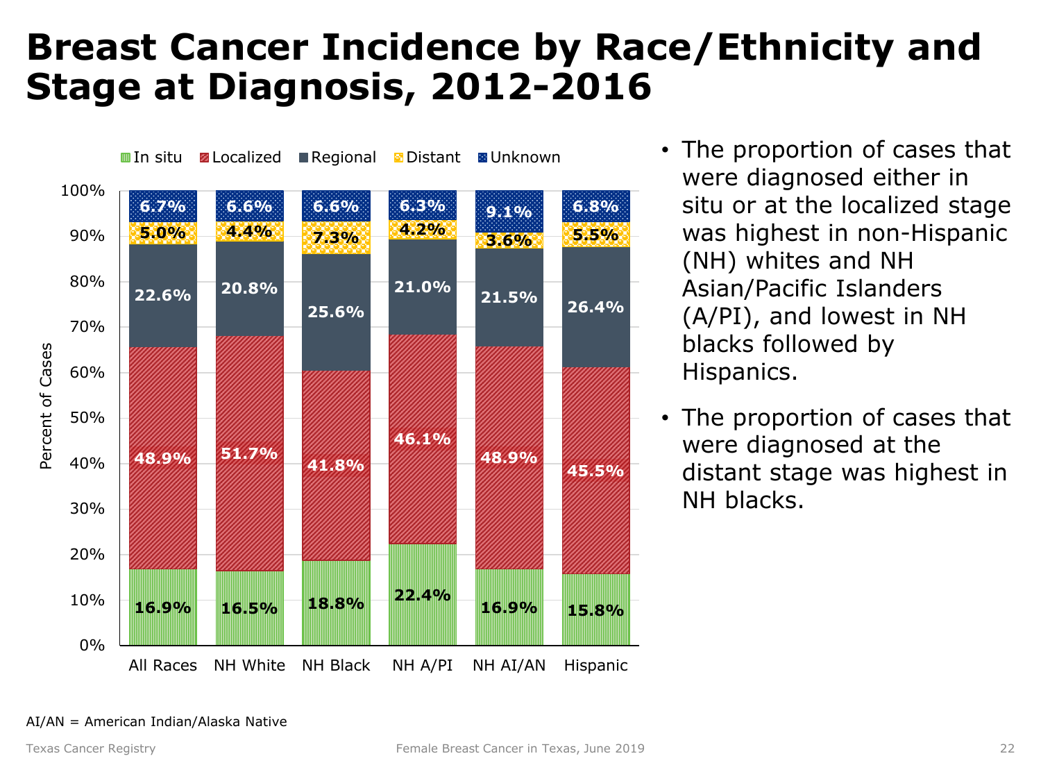# Breast Cancer Incidence by Race/Ethnicity and Stage at Diagnosis, 2012-2016

| Stage | All Races | NH White | NH Black | NH A/PI | NH AI/AN | Hispanic |
|---|---|---|---|---|---|---|
| In situ | 16.9% | 16.5% | 18.8% | 22.4% | 16.9% | 15.8% |
| Localized | 48.9% | 51.7% | 41.8% | 46.1% | 48.9% | 45.5% |
| Regional | 22.6% | 20.8% | 25.6% | 21.0% | 21.5% | 26.4% |
| Distant | 5.0% | 4.4% | 7.3% | 4.2% | 3.6% | 5.5% |
| Unknown | 6.7% | 6.6% | 6.6% | 6.3% | 9.1% | 6.8% |

- The proportion of cases that were diagnosed either in situ or at the localized stage was highest in non-Hispanic (NH) whites and NH Asian/Pacific Islanders (A/PI), and lowest in NH blacks followed by Hispanics.
- The proportion of cases that were diagnosed at the distant stage was highest in NH blacks.

AI/AN = American Indian/Alaska Native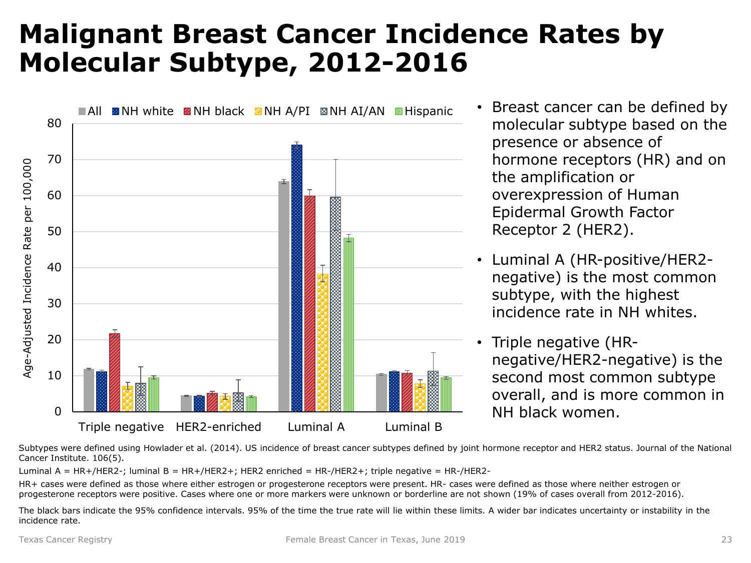# Malignant Breast Cancer Incidence Rates by Molecular Subtype, 2012-2016

- Breast cancer can be defined by molecular subtype based on the presence or absence of hormone receptors (HR) and on the amplification or overexpression of Human Epidermal Growth Factor Receptor 2 (HER2).
- Luminal A (HR-positive/HER2-negative) is the most common subtype, with the highest incidence rate in NH whites.
- Triple negative (HR-negative/HER2-negative) is the second most common subtype overall, and is more common in NH black women.

Subtypes were defined using Howlader et al. (2014). US incidence of breast cancer subtypes defined by joint hormone receptor and HER2 status. Journal of the National Cancer Institute. 106(5).

Luminal A = HR+/HER2-; luminal B = HR+/HER2+; HER2 enriched = HR-/HER2+; triple negative = HR-/HER2-

HR+ cases were defined as those where either estrogen or progesterone receptors were present. HR- cases were defined as those where neither estrogen or progesterone receptors were positive. Cases where one or more markers were unknown or borderline are not shown (19% of cases overall from 2012-2016).

The black bars indicate the 95% confidence intervals. 95% of the time the true rate will lie within these limits. A wider bar indicates uncertainty or instability in the incidence rate.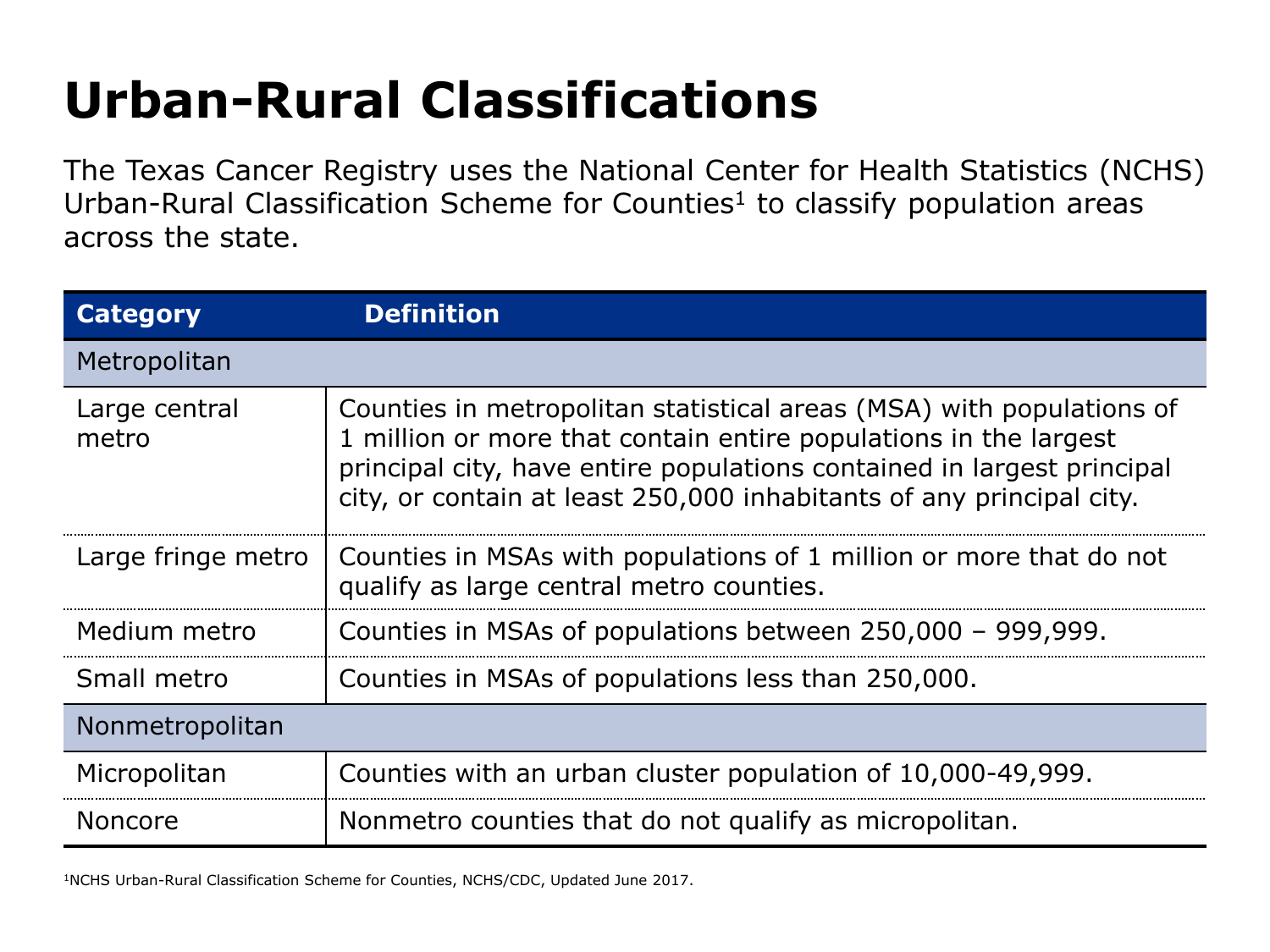# Urban-Rural Classifications

The Texas Cancer Registry uses the National Center for Health Statistics (NCHS) Urban-Rural Classification Scheme for Counties[1] to classify population areas across the state.

| Category | Definition |
|---|---|
| **Metropolitan** | |
| Large central metro | Counties in metropolitan statistical areas (MSA) with populations of 1 million or more that contain entire populations in the largest principal city, have entire populations contained in largest principal city, or contain at least 250,000 inhabitants of any principal city. |
| Large fringe metro | Counties in MSAs with populations of 1 million or more that do not qualify as large central metro counties. |
| Medium metro | Counties in MSAs of populations between 250,000 – 999,999. |
| Small metro | Counties in MSAs of populations less than 250,000. |
| **Nonmetropolitan** | |
| Micropolitan | Counties with an urban cluster population of 10,000-49,999. |
| Noncore | Nonmetro counties that do not qualify as micropolitan. |

[1]NCHS Urban-Rural Classification Scheme for Counties, NCHS/CDC, Updated June 2017.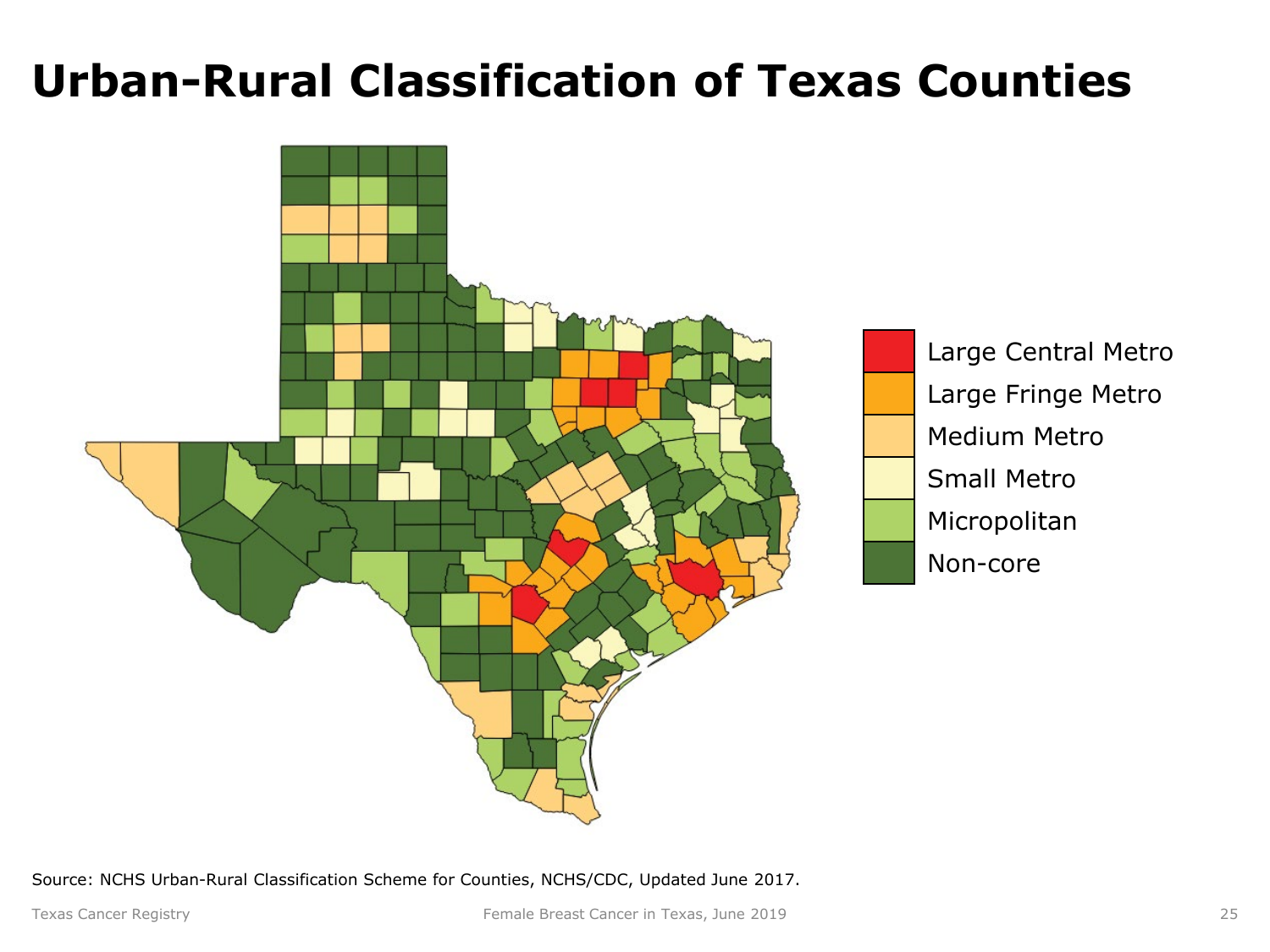# Urban-Rural Classification of Texas Counties

- Large Central Metro
- Large Fringe Metro
- Medium Metro
- Small Metro
- Micropolitan
- Non-core

Source: NCHS Urban-Rural Classification Scheme for Counties, NCHS/CDC, Updated June 2017.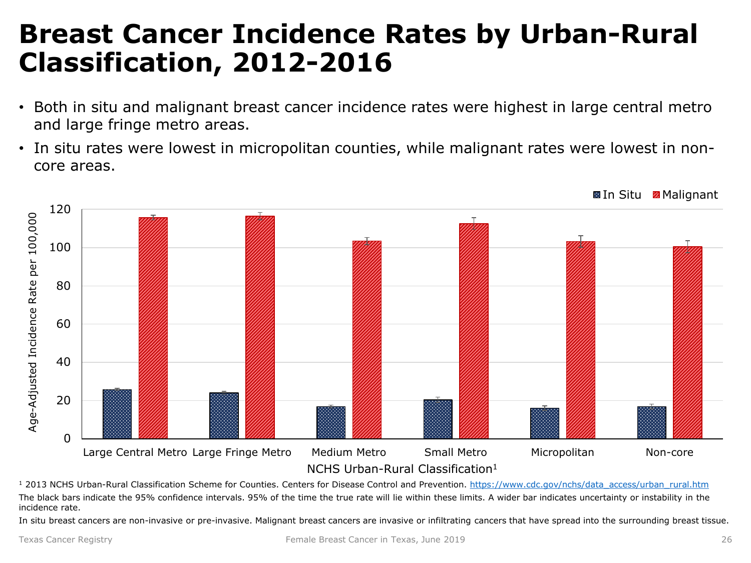# Breast Cancer Incidence Rates by Urban-Rural Classification, 2012-2016

- Both in situ and malignant breast cancer incidence rates were highest in large central metro and large fringe metro areas.
- In situ rates were lowest in micropolitan counties, while malignant rates were lowest in non-core areas.

In Situ Malignant

Age-Adjusted Incidence Rate per 100,000

Large Central Metro Large Fringe Metro Medium Metro Small Metro Micropolitan Non-core

NCHS Urban-Rural Classification[1]

[1] 2013 NCHS Urban-Rural Classification Scheme for Counties. Centers for Disease Control and Prevention. https://www.cdc.gov/nchs/data_access/urban_rural.htm

The black bars indicate the 95% confidence intervals. 95% of the time the true rate will lie within these limits. A wider bar indicates uncertainty or instability in the incidence rate.

In situ breast cancers are non-invasive or pre-invasive. Malignant breast cancers are invasive or infiltrating cancers that have spread into the surrounding breast tissue.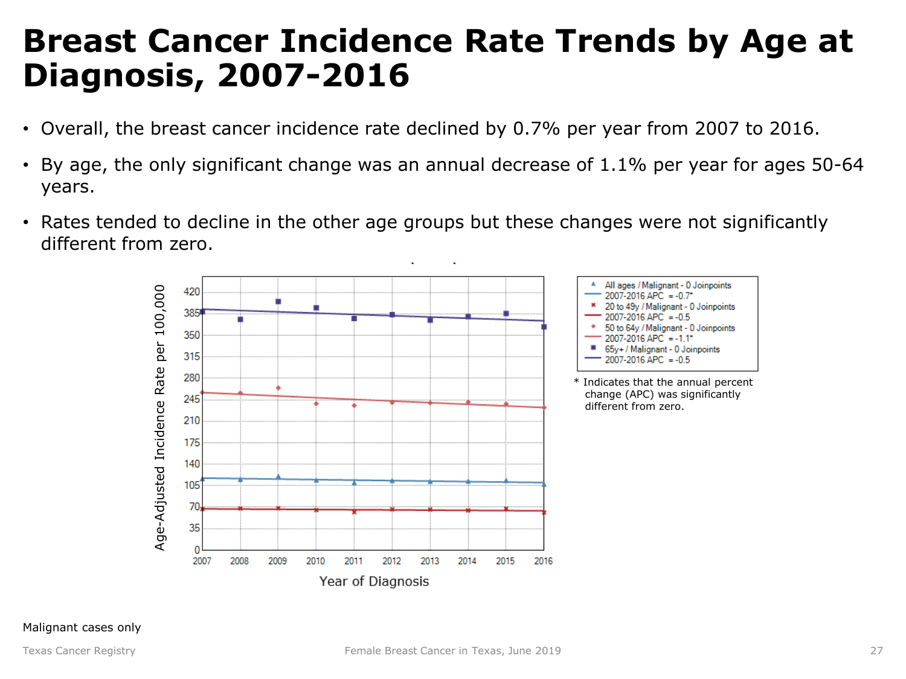# Breast Cancer Incidence Rate Trends by Age at Diagnosis, 2007-2016

- Overall, the breast cancer incidence rate declined by 0.7% per year from 2007 to 2016.
- By age, the only significant change was an annual decrease of 1.1% per year for ages 50-64 years.
- Rates tended to decline in the other age groups but these changes were not significantly different from zero.

* Indicates that the annual percent change (APC) was significantly different from zero.

Malignant cases only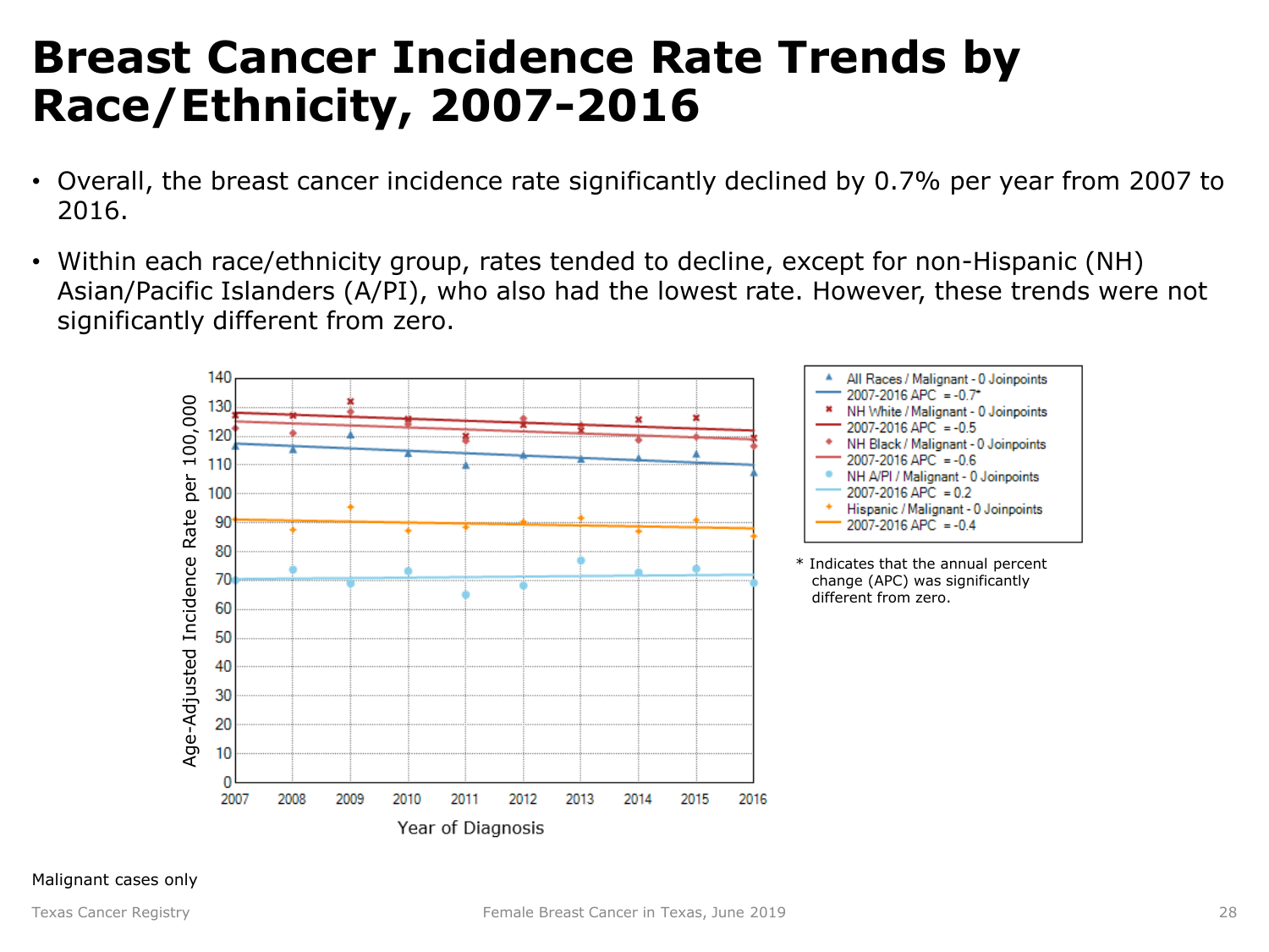# Breast Cancer Incidence Rate Trends by Race/Ethnicity, 2007-2016

- Overall, the breast cancer incidence rate significantly declined by 0.7% per year from 2007 to 2016.
- Within each race/ethnicity group, rates tended to decline, except for non-Hispanic (NH) Asian/Pacific Islanders (A/PI), who also had the lowest rate. However, these trends were not significantly different from zero.

* Indicates that the annual percent change (APC) was significantly different from zero.

Malignant cases only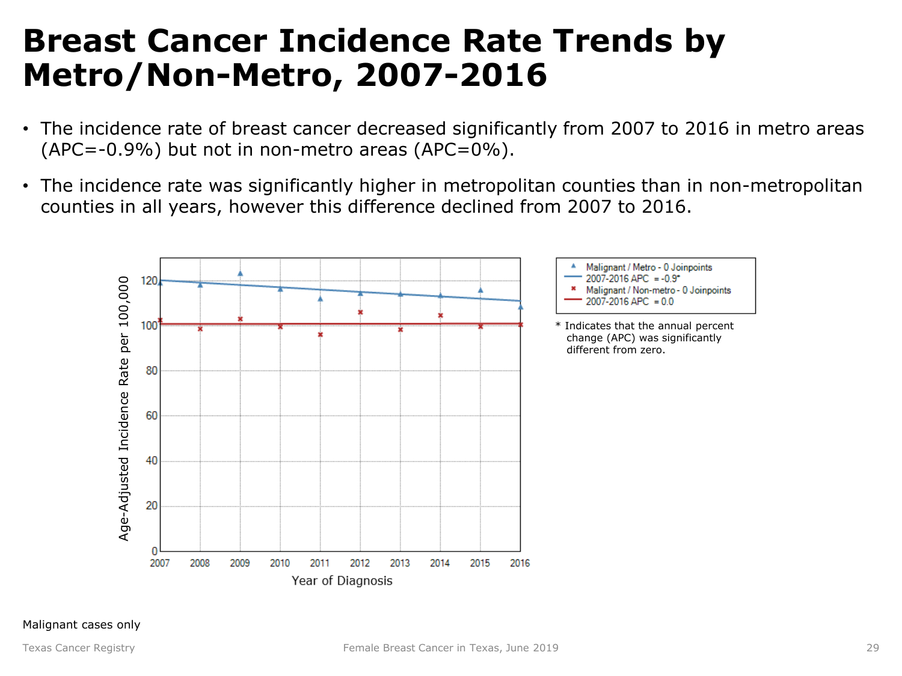# Breast Cancer Incidence Rate Trends by Metro/Non-Metro, 2007-2016

- The incidence rate of breast cancer decreased significantly from 2007 to 2016 in metro areas (APC=-0.9%) but not in non-metro areas (APC=0%).
- The incidence rate was significantly higher in metropolitan counties than in non-metropolitan counties in all years, however this difference declined from 2007 to 2016.

* Indicates that the annual percent change (APC) was significantly different from zero.

Malignant cases only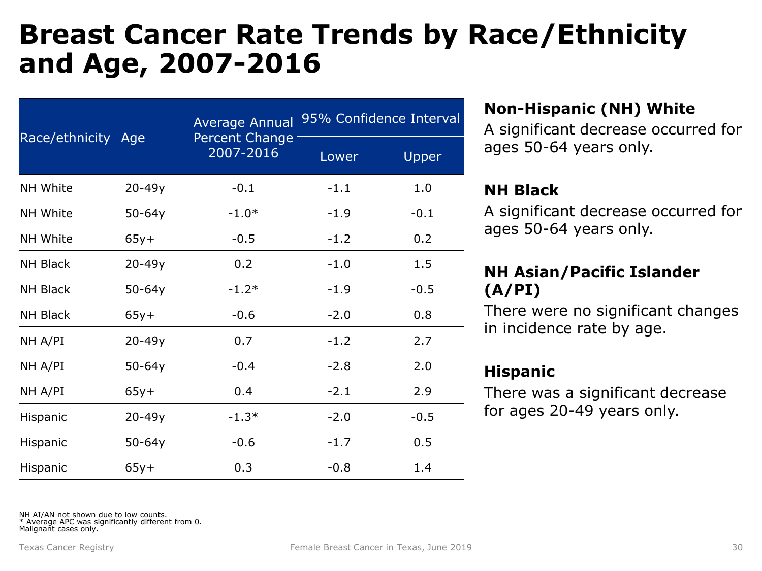# Breast Cancer Rate Trends by Race/Ethnicity and Age, 2007-2016

| Race/ethnicity | Age | Average Annual Percent Change 2007-2016 | 95% Confidence Interval | |
|---|---|---|---|---|
| | | | Lower | Upper |
| NH White | 20-49y | -0.1 | -1.1 | 1.0 |
| NH White | 50-64y | -1.0* | -1.9 | -0.1 |
| NH White | 65y+ | -0.5 | -1.2 | 0.2 |
| NH Black | 20-49y | 0.2 | -1.0 | 1.5 |
| NH Black | 50-64y | -1.2* | -1.9 | -0.5 |
| NH Black | 65y+ | -0.6 | -2.0 | 0.8 |
| NH A/PI | 20-49y | 0.7 | -1.2 | 2.7 |
| NH A/PI | 50-64y | -0.4 | -2.8 | 2.0 |
| NH A/PI | 65y+ | 0.4 | -2.1 | 2.9 |
| Hispanic | 20-49y | -1.3* | -2.0 | -0.5 |
| Hispanic | 50-64y | -0.6 | -1.7 | 0.5 |
| Hispanic | 65y+ | 0.3 | -0.8 | 1.4 |

NH AI/AN not shown due to low counts.
* Average APC was significantly different from 0.
Malignant cases only.

**Non-Hispanic (NH) White**

A significant decrease occurred for ages 50-64 years only.

**NH Black**

A significant decrease occurred for ages 50-64 years only.

**NH Asian/Pacific Islander (A/PI)**

There were no significant changes in incidence rate by age.

**Hispanic**

There was a significant decrease for ages 20-49 years only.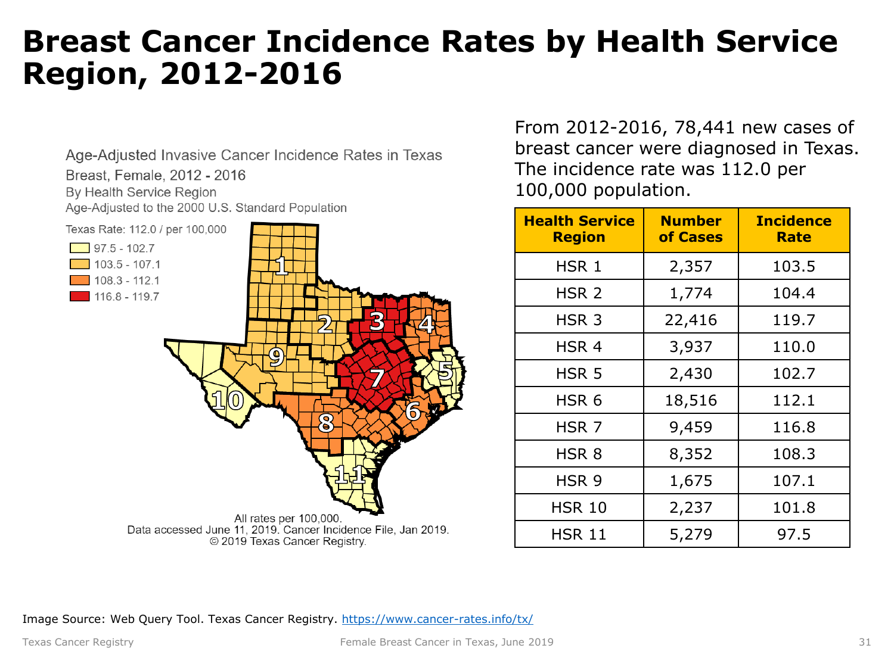# Breast Cancer Incidence Rates by Health Service Region, 2012-2016

Age-Adjusted Invasive Cancer Incidence Rates in Texas
Breast, Female, 2012 - 2016
By Health Service Region
Age-Adjusted to the 2000 U.S. Standard Population

Texas Rate: 112.0 / per 100,000

- 97.5 - 102.7
- 103.5 - 107.1
- 108.3 - 112.1
- 116.8 - 119.7

All rates per 100,000.
Data accessed June 11, 2019. Cancer Incidence File, Jan 2019.
© 2019 Texas Cancer Registry.

From 2012-2016, 78,441 new cases of breast cancer were diagnosed in Texas. The incidence rate was 112.0 per 100,000 population.

| Health Service Region | Number of Cases | Incidence Rate |
|---|---|---|
| HSR 1 | 2,357 | 103.5 |
| HSR 2 | 1,774 | 104.4 |
| HSR 3 | 22,416 | 119.7 |
| HSR 4 | 3,937 | 110.0 |
| HSR 5 | 2,430 | 102.7 |
| HSR 6 | 18,516 | 112.1 |
| HSR 7 | 9,459 | 116.8 |
| HSR 8 | 8,352 | 108.3 |
| HSR 9 | 1,675 | 107.1 |
| HSR 10 | 2,237 | 101.8 |
| HSR 11 | 5,279 | 97.5 |

Image Source: Web Query Tool. Texas Cancer Registry. https://www.cancer-rates.info/tx/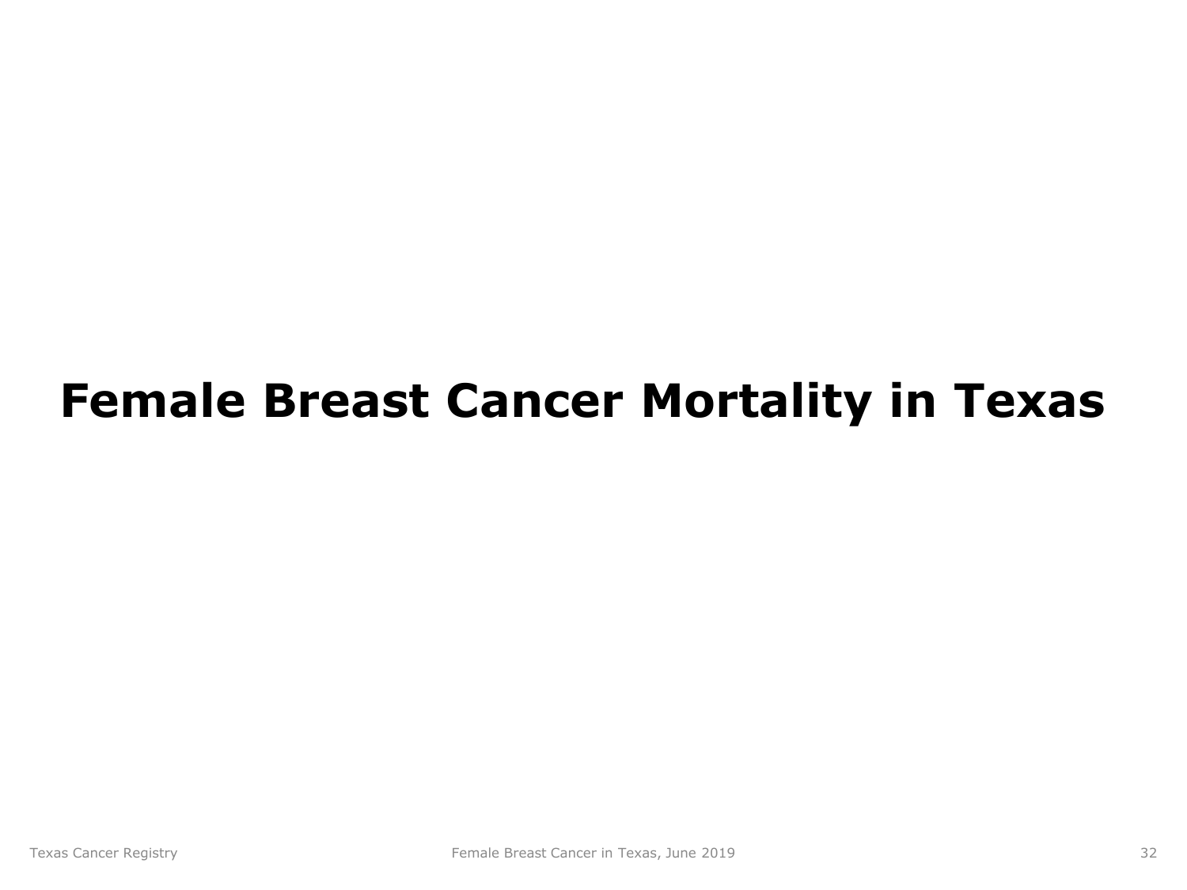# Female Breast Cancer Mortality in Texas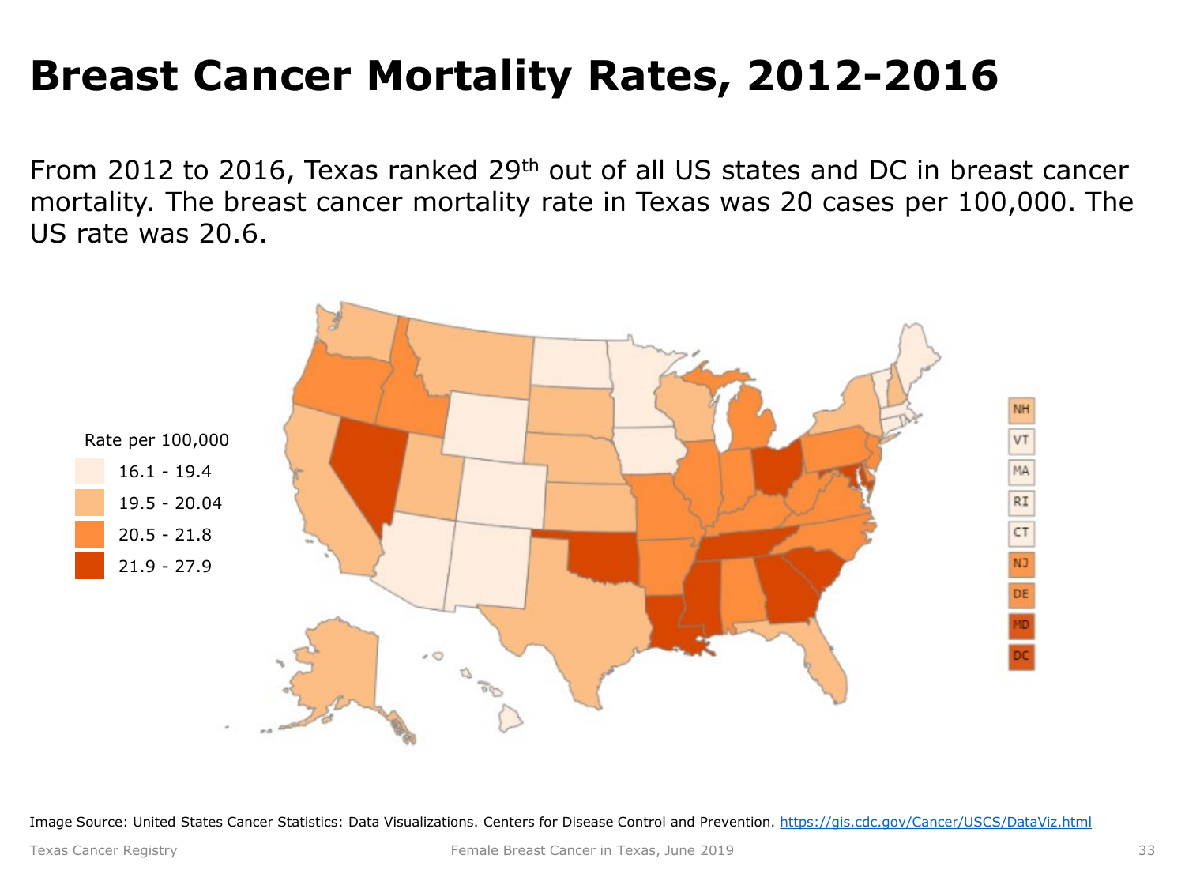# Breast Cancer Mortality Rates, 2012-2016

From 2012 to 2016, Texas ranked 29th out of all US states and DC in breast cancer mortality. The breast cancer mortality rate in Texas was 20 cases per 100,000. The US rate was 20.6.

Rate per 100,000

- 16.1 - 19.4
- 19.5 - 20.04
- 20.5 - 21.8
- 21.9 - 27.9

Image Source: United States Cancer Statistics: Data Visualizations. Centers for Disease Control and Prevention. https://gis.cdc.gov/Cancer/USCS/DataViz.html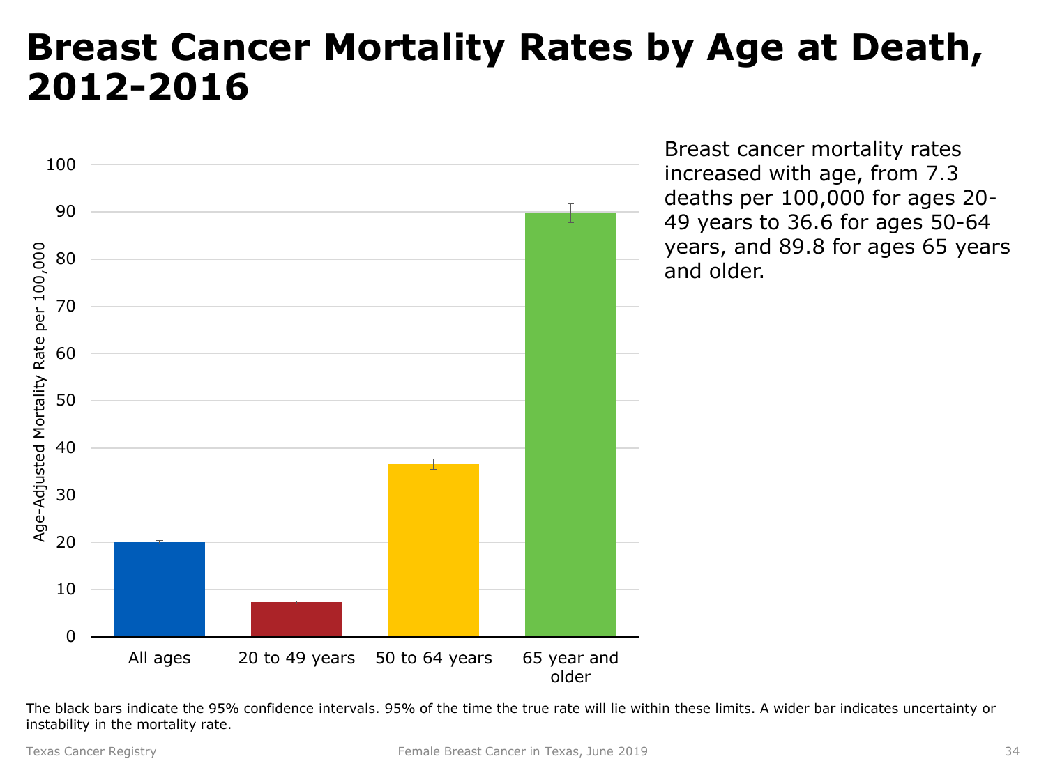# Breast Cancer Mortality Rates by Age at Death, 2012-2016

Breast cancer mortality rates increased with age, from 7.3 deaths per 100,000 for ages 20-49 years to 36.6 for ages 50-64 years, and 89.8 for ages 65 years and older.

The black bars indicate the 95% confidence intervals. 95% of the time the true rate will lie within these limits. A wider bar indicates uncertainty or instability in the mortality rate.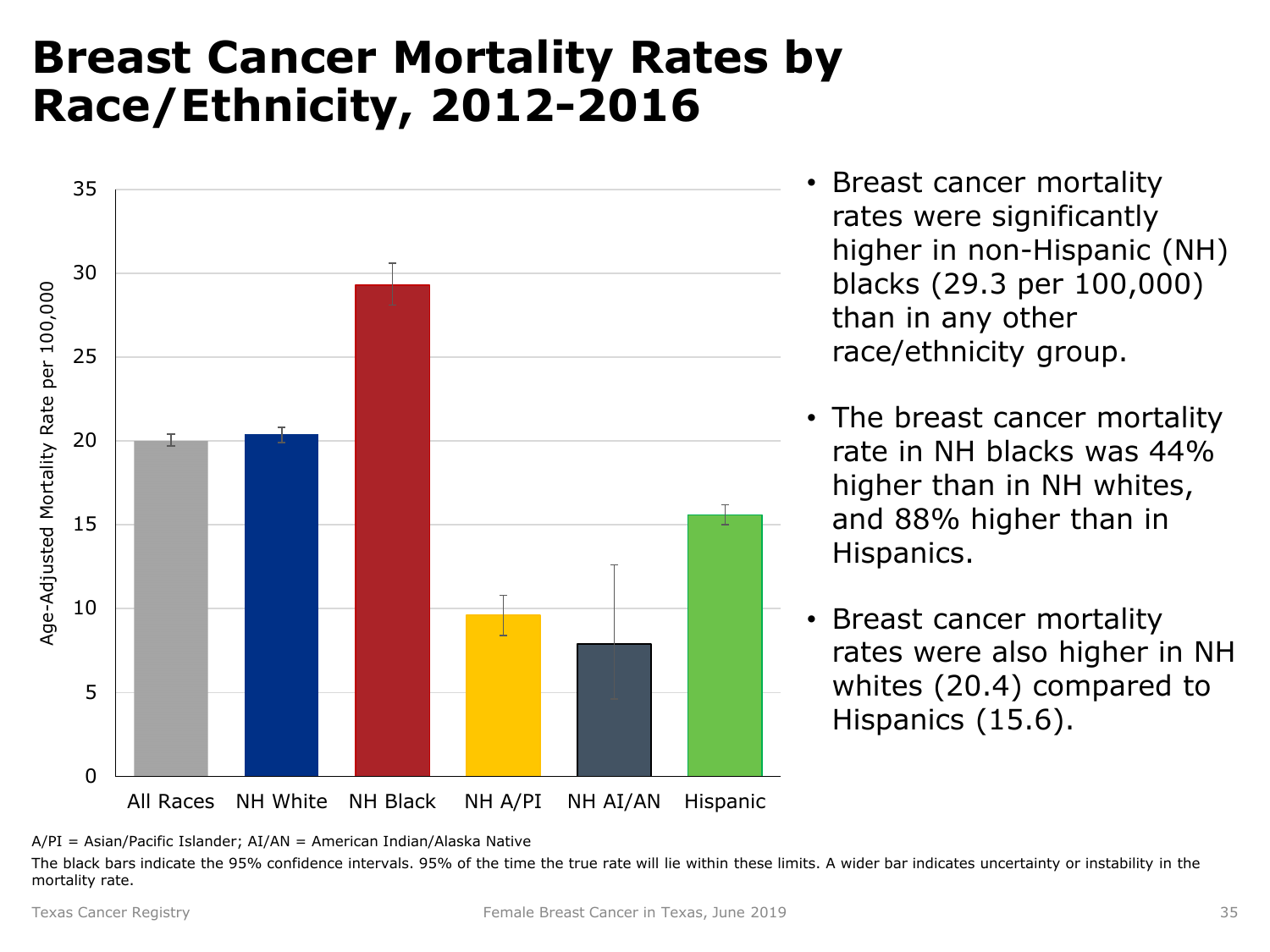# Breast Cancer Mortality Rates by Race/Ethnicity, 2012-2016

Age-Adjusted Mortality Rate per 100,000

35
30
25
20
15
10
5
0

All Races | NH White | NH Black | NH A/PI | NH AI/AN | Hispanic

- Breast cancer mortality rates were significantly higher in non-Hispanic (NH) blacks (29.3 per 100,000) than in any other race/ethnicity group.
- The breast cancer mortality rate in NH blacks was 44% higher than in NH whites, and 88% higher than in Hispanics.
- Breast cancer mortality rates were also higher in NH whites (20.4) compared to Hispanics (15.6).

A/PI = Asian/Pacific Islander; AI/AN = American Indian/Alaska Native

The black bars indicate the 95% confidence intervals. 95% of the time the true rate will lie within these limits. A wider bar indicates uncertainty or instability in the mortality rate.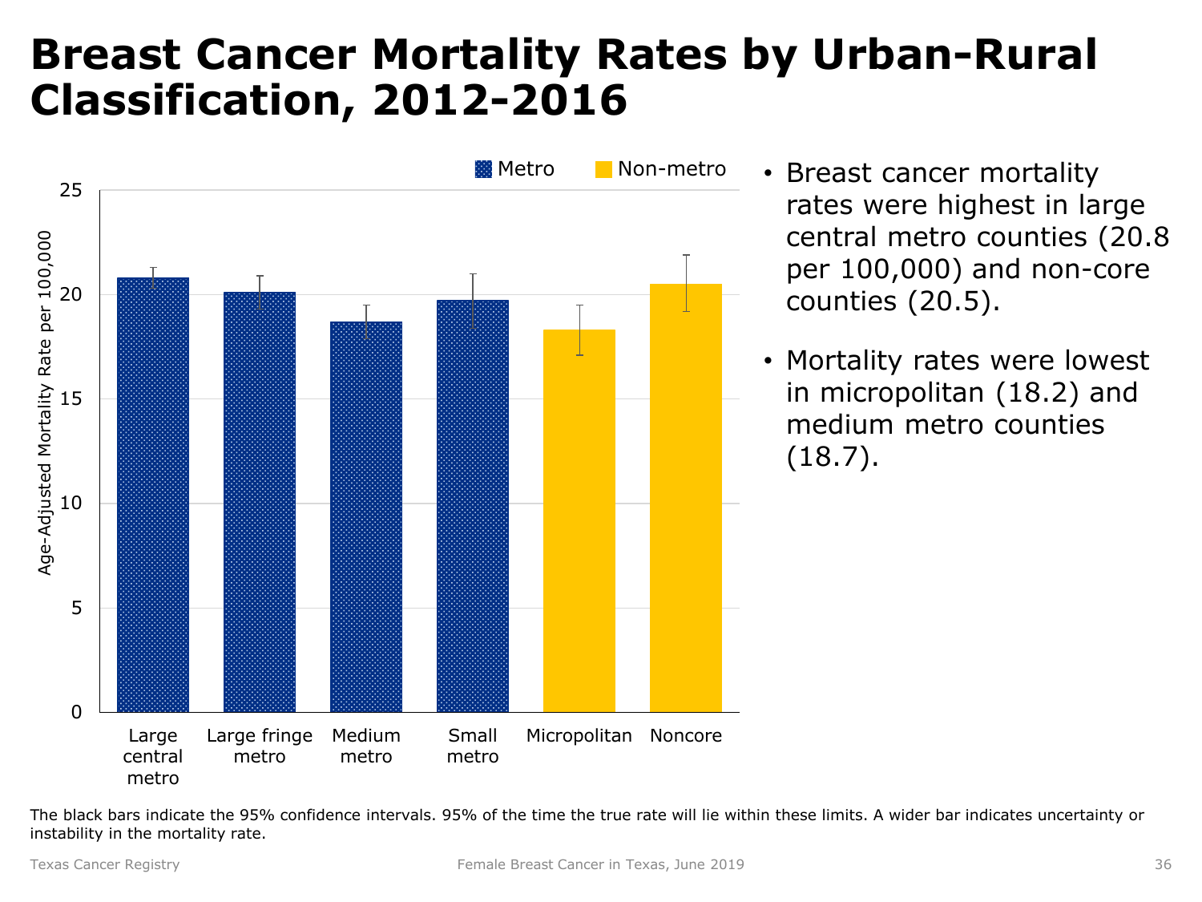# Breast Cancer Mortality Rates by Urban-Rural Classification, 2012-2016

Metro | Non-metro

Age-Adjusted Mortality Rate per 100,000

25
20
15
10
5
0

Large central metro | Large fringe metro | Medium metro | Small metro | Micropolitan | Noncore

- Breast cancer mortality rates were highest in large central metro counties (20.8 per 100,000) and non-core counties (20.5).
- Mortality rates were lowest in micropolitan (18.2) and medium metro counties (18.7).

The black bars indicate the 95% confidence intervals. 95% of the time the true rate will lie within these limits. A wider bar indicates uncertainty or instability in the mortality rate.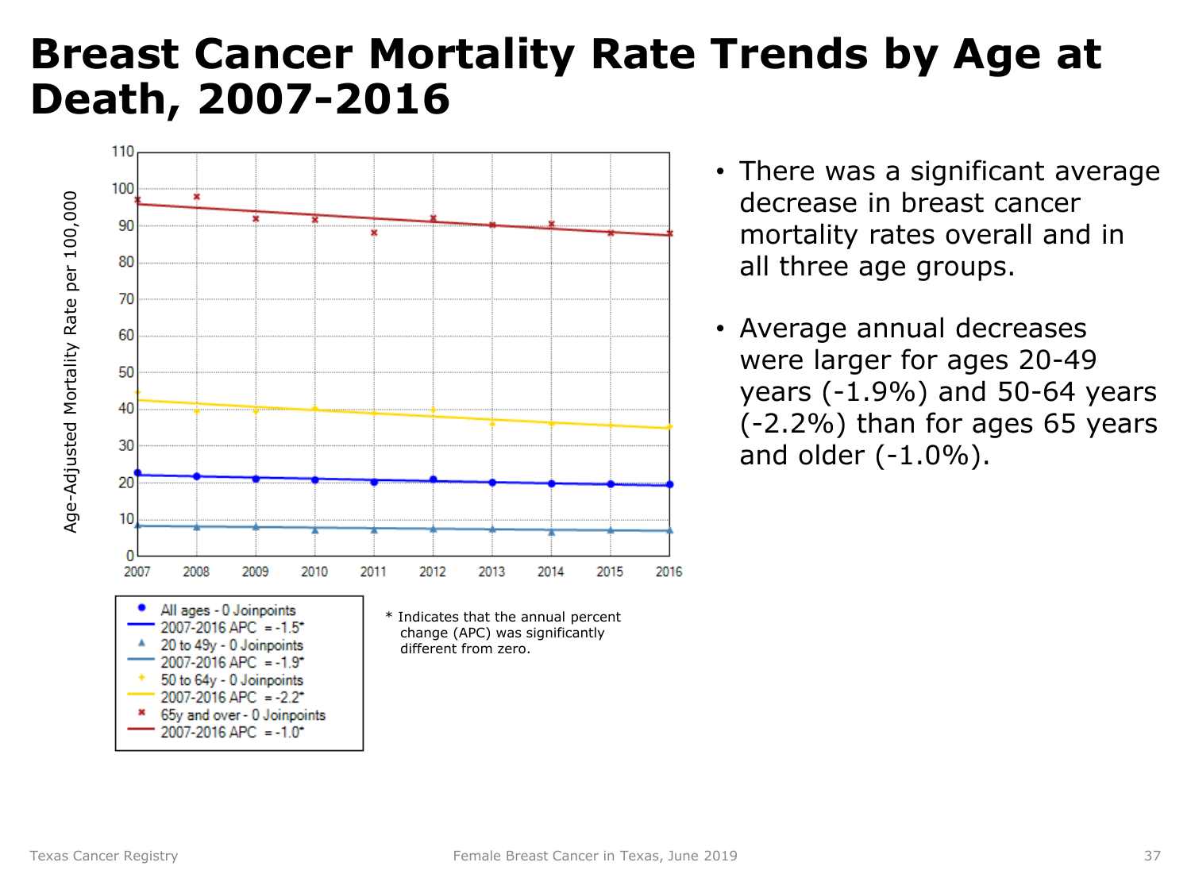# Breast Cancer Mortality Rate Trends by Age at Death, 2007-2016

Age-Adjusted Mortality Rate per 100,000

- All ages - 0 Joinpoints — 2007-2016 APC = -1.5*
- 20 to 49y - 0 Joinpoints — 2007-2016 APC = -1.9*
- 50 to 64y - 0 Joinpoints — 2007-2016 APC = -2.2*
- 65y and over - 0 Joinpoints — 2007-2016 APC = -1.0*

\* Indicates that the annual percent change (APC) was significantly different from zero.

- There was a significant average decrease in breast cancer mortality rates overall and in all three age groups.
- Average annual decreases were larger for ages 20-49 years (-1.9%) and 50-64 years (-2.2%) than for ages 65 years and older (-1.0%).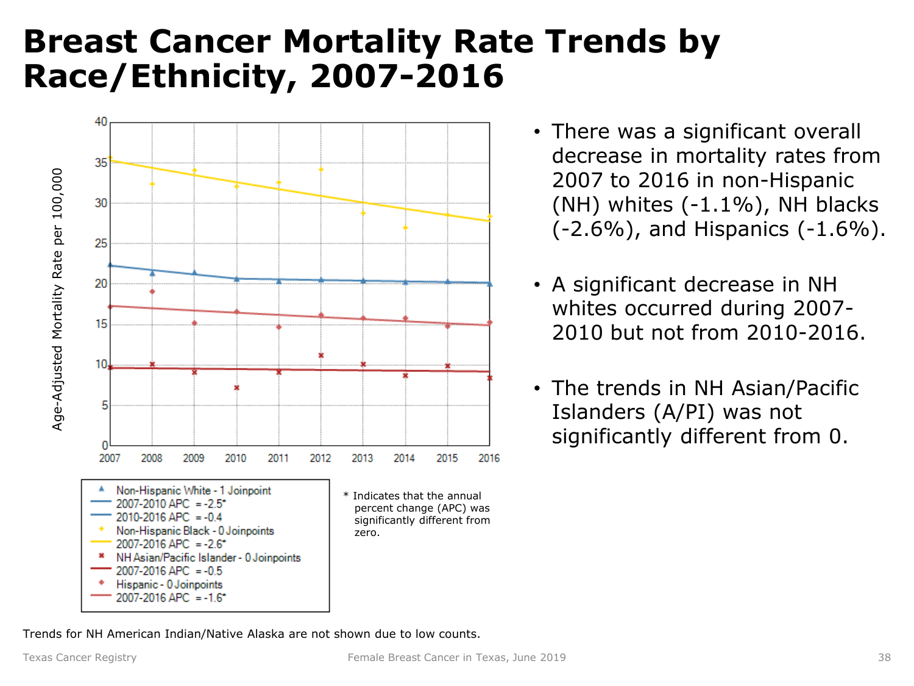# Breast Cancer Mortality Rate Trends by Race/Ethnicity, 2007-2016

Age-Adjusted Mortality Rate per 100,000

- Non-Hispanic White - 1 Joinpoint
  - 2007-2010 APC = -2.5*
  - 2010-2016 APC = -0.4
- Non-Hispanic Black - 0 Joinpoints
  - 2007-2016 APC = -2.6*
- NH Asian/Pacific Islander - 0 Joinpoints
  - 2007-2016 APC = -0.5
- Hispanic - 0 Joinpoints
  - 2007-2016 APC = -1.6*

* Indicates that the annual percent change (APC) was significantly different from zero.

- There was a significant overall decrease in mortality rates from 2007 to 2016 in non-Hispanic (NH) whites (-1.1%), NH blacks (-2.6%), and Hispanics (-1.6%).
- A significant decrease in NH whites occurred during 2007-2010 but not from 2010-2016.
- The trends in NH Asian/Pacific Islanders (A/PI) was not significantly different from 0.

Trends for NH American Indian/Native Alaska are not shown due to low counts.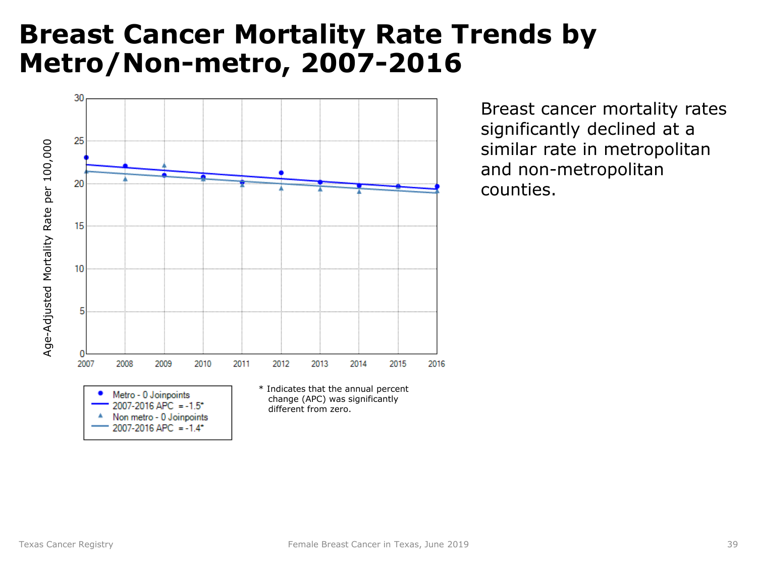# Breast Cancer Mortality Rate Trends by Metro/Non-metro, 2007-2016

Breast cancer mortality rates significantly declined at a similar rate in metropolitan and non-metropolitan counties.

Age-Adjusted Mortality Rate per 100,000

- Metro - 0 Joinpoints
- 2007-2016 APC = -1.5*
- Non metro - 0 Joinpoints
- 2007-2016 APC = -1.4*

* Indicates that the annual percent change (APC) was significantly different from zero.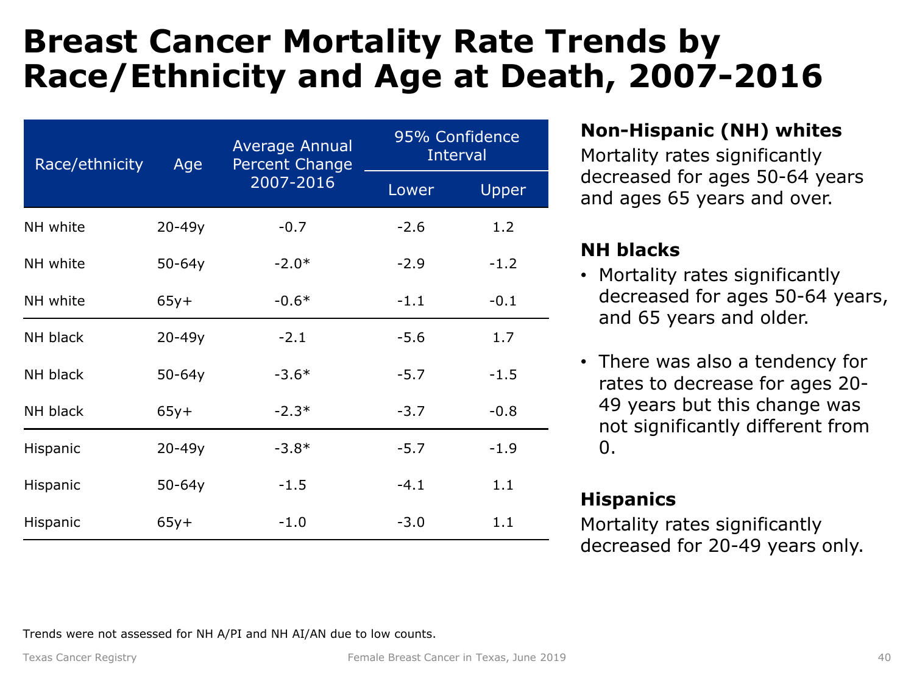# Breast Cancer Mortality Rate Trends by Race/Ethnicity and Age at Death, 2007-2016

| Race/ethnicity | Age | Average Annual Percent Change 2007-2016 | 95% Confidence Interval | |
|---|---|---|---|---|
| | | | Lower | Upper |
| NH white | 20-49y | -0.7 | -2.6 | 1.2 |
| NH white | 50-64y | -2.0* | -2.9 | -1.2 |
| NH white | 65y+ | -0.6* | -1.1 | -0.1 |
| NH black | 20-49y | -2.1 | -5.6 | 1.7 |
| NH black | 50-64y | -3.6* | -5.7 | -1.5 |
| NH black | 65y+ | -2.3* | -3.7 | -0.8 |
| Hispanic | 20-49y | -3.8* | -5.7 | -1.9 |
| Hispanic | 50-64y | -1.5 | -4.1 | 1.1 |
| Hispanic | 65y+ | -1.0 | -3.0 | 1.1 |

Trends were not assessed for NH A/PI and NH AI/AN due to low counts.

**Non-Hispanic (NH) whites**

Mortality rates significantly decreased for ages 50-64 years and ages 65 years and over.

**NH blacks**

- Mortality rates significantly decreased for ages 50-64 years, and 65 years and older.
- There was also a tendency for rates to decrease for ages 20-49 years but this change was not significantly different from 0.

**Hispanics**

Mortality rates significantly decreased for 20-49 years only.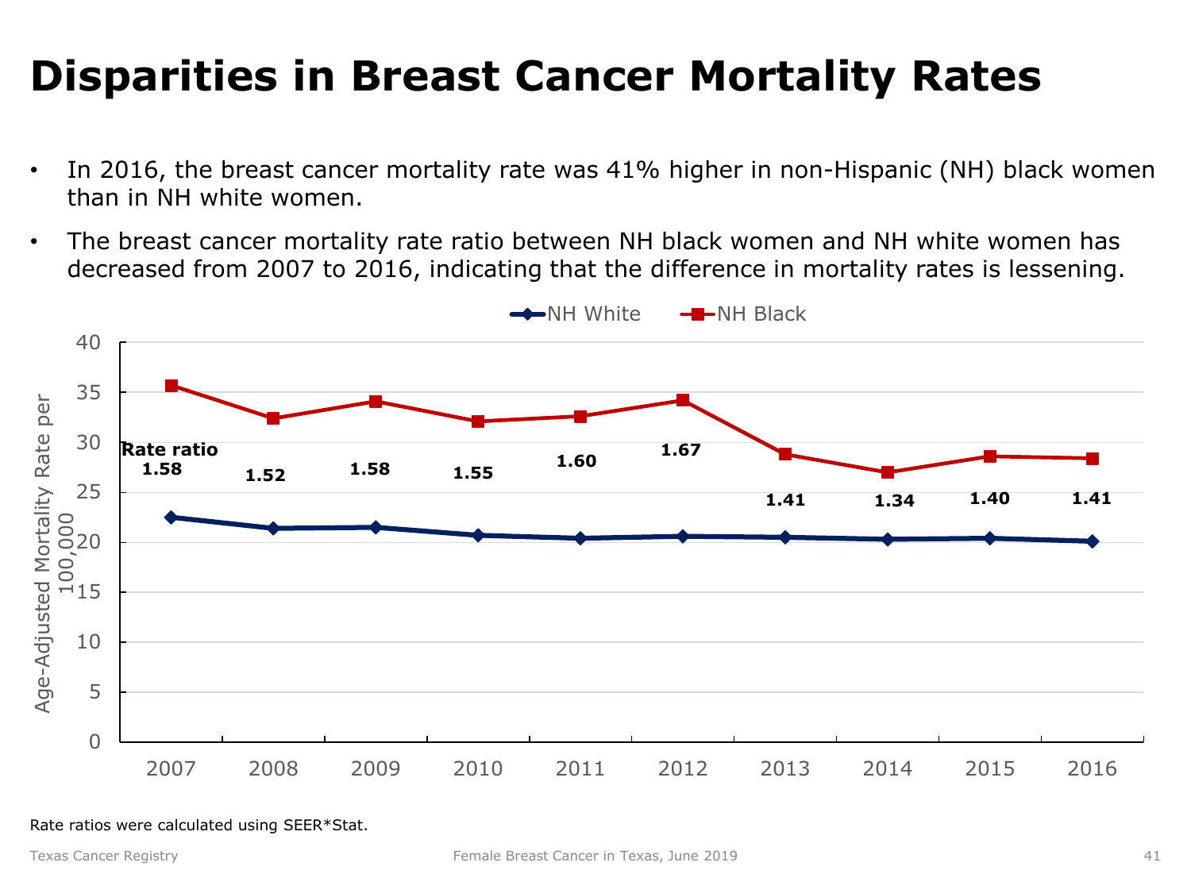# Disparities in Breast Cancer Mortality Rates

- In 2016, the breast cancer mortality rate was 41% higher in non-Hispanic (NH) black women than in NH white women.
- The breast cancer mortality rate ratio between NH black women and NH white women has decreased from 2007 to 2016, indicating that the difference in mortality rates is lessening.

Rate ratios were calculated using SEER*Stat.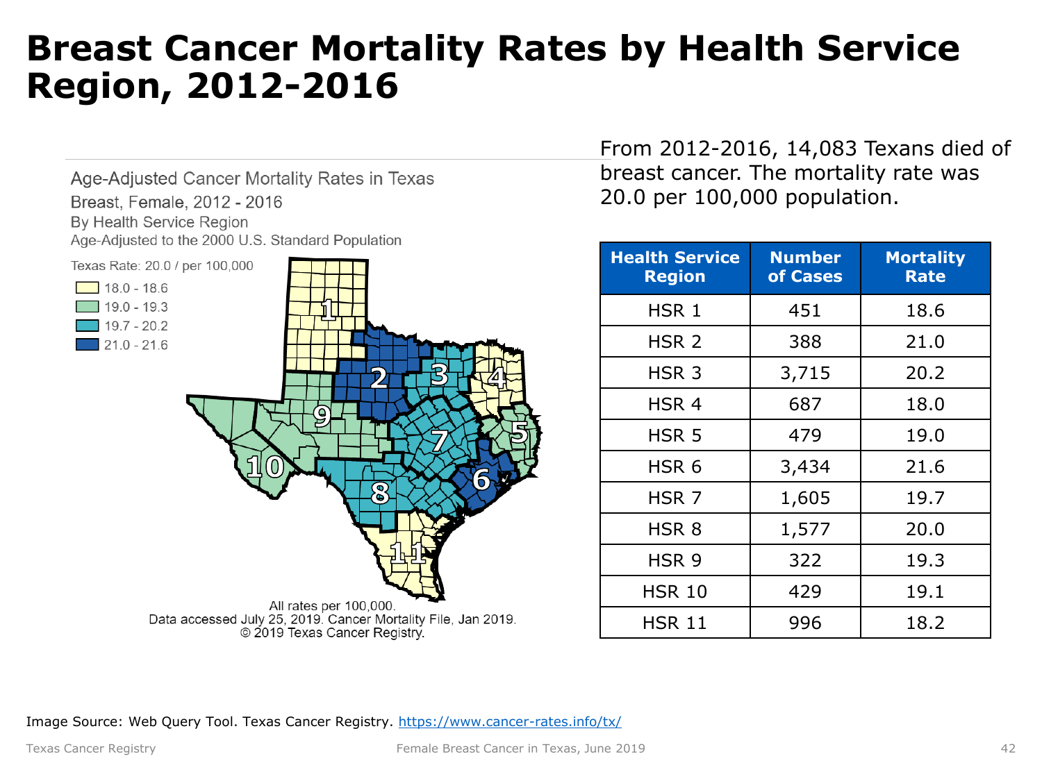# Breast Cancer Mortality Rates by Health Service Region, 2012-2016

Age-Adjusted Cancer Mortality Rates in Texas

Breast, Female, 2012 - 2016

By Health Service Region

Age-Adjusted to the 2000 U.S. Standard Population

Texas Rate: 20.0 / per 100,000

- 18.0 - 18.6
- 19.0 - 19.3
- 19.7 - 20.2
- 21.0 - 21.6

All rates per 100,000.
Data accessed July 25, 2019. Cancer Mortality File, Jan 2019.
© 2019 Texas Cancer Registry.

From 2012-2016, 14,083 Texans died of breast cancer. The mortality rate was 20.0 per 100,000 population.

| Health Service Region | Number of Cases | Mortality Rate |
|---|---|---|
| HSR 1 | 451 | 18.6 |
| HSR 2 | 388 | 21.0 |
| HSR 3 | 3,715 | 20.2 |
| HSR 4 | 687 | 18.0 |
| HSR 5 | 479 | 19.0 |
| HSR 6 | 3,434 | 21.6 |
| HSR 7 | 1,605 | 19.7 |
| HSR 8 | 1,577 | 20.0 |
| HSR 9 | 322 | 19.3 |
| HSR 10 | 429 | 19.1 |
| HSR 11 | 996 | 18.2 |

Image Source: Web Query Tool. Texas Cancer Registry. https://www.cancer-rates.info/tx/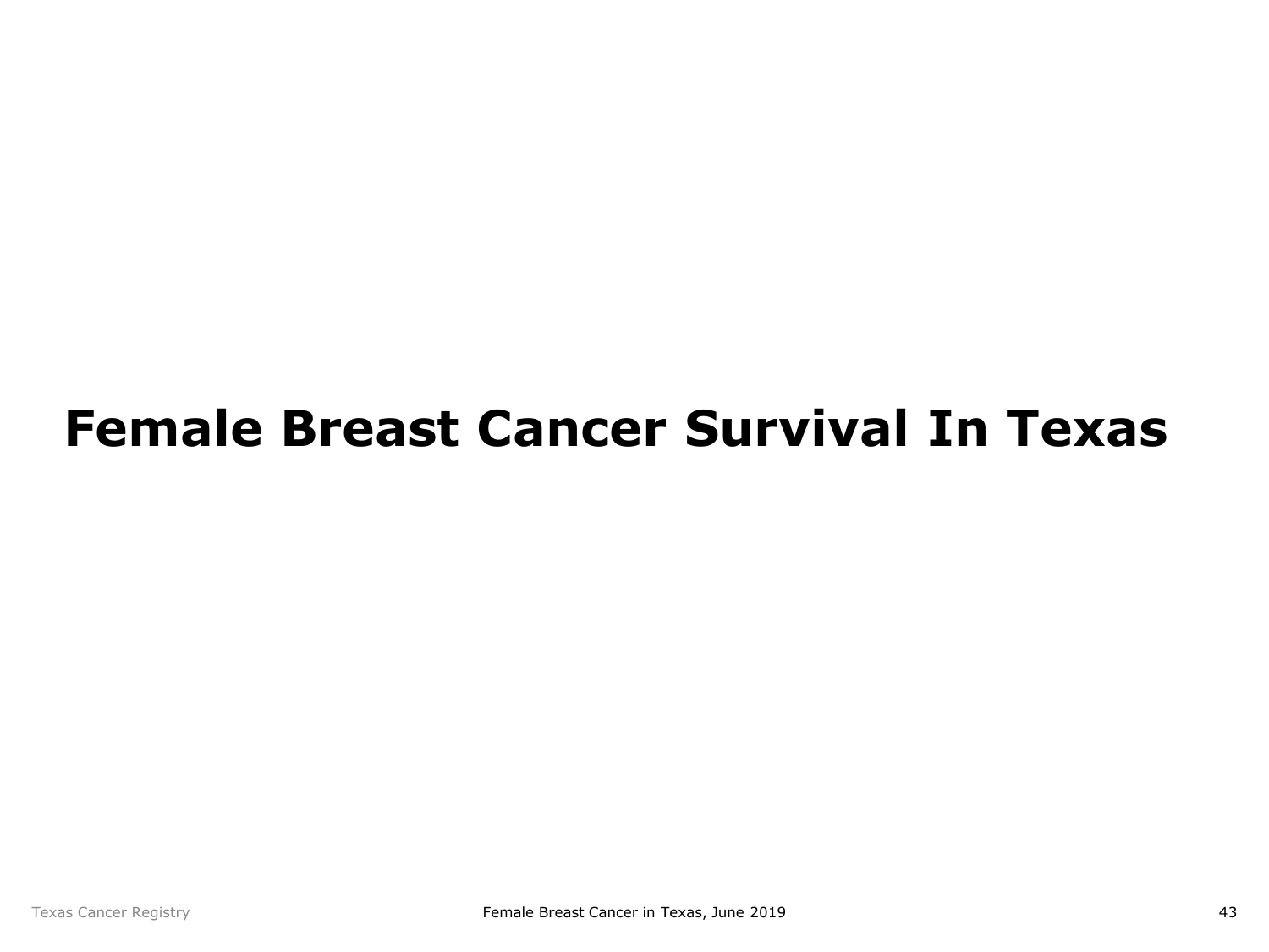# Female Breast Cancer Survival In Texas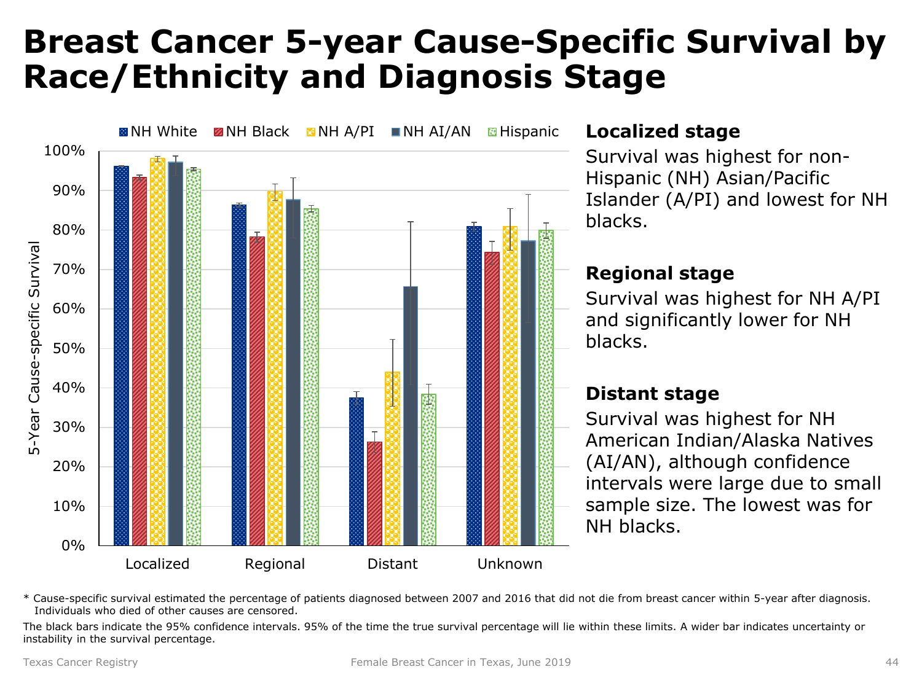# Breast Cancer 5-year Cause-Specific Survival by Race/Ethnicity and Diagnosis Stage

### Localized stage

Survival was highest for non-Hispanic (NH) Asian/Pacific Islander (A/PI) and lowest for NH blacks.

### Regional stage

Survival was highest for NH A/PI and significantly lower for NH blacks.

### Distant stage

Survival was highest for NH American Indian/Alaska Natives (AI/AN), although confidence intervals were large due to small sample size. The lowest was for NH blacks.

\* Cause-specific survival estimated the percentage of patients diagnosed between 2007 and 2016 that did not die from breast cancer within 5-year after diagnosis. Individuals who died of other causes are censored.

The black bars indicate the 95% confidence intervals. 95% of the time the true survival percentage will lie within these limits. A wider bar indicates uncertainty or instability in the survival percentage.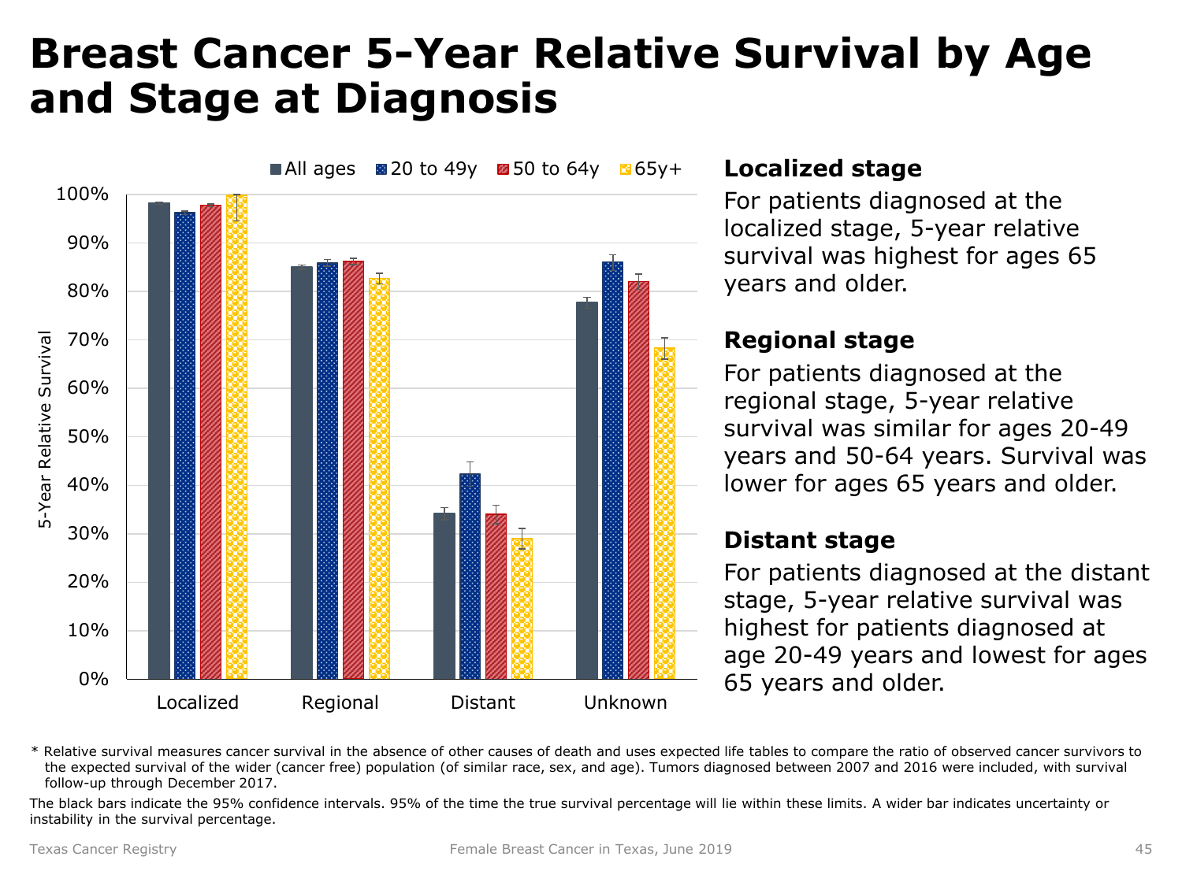# Breast Cancer 5-Year Relative Survival by Age and Stage at Diagnosis

■ All ages ■ 20 to 49y ■ 50 to 64y ■ 65y+

5-Year Relative Survival

100%
90%
80%
70%
60%
50%
40%
30%
20%
10%
0%

Localized Regional Distant Unknown

### Localized stage

For patients diagnosed at the localized stage, 5-year relative survival was highest for ages 65 years and older.

### Regional stage

For patients diagnosed at the regional stage, 5-year relative survival was similar for ages 20-49 years and 50-64 years. Survival was lower for ages 65 years and older.

### Distant stage

For patients diagnosed at the distant stage, 5-year relative survival was highest for patients diagnosed at age 20-49 years and lowest for ages 65 years and older.

* Relative survival measures cancer survival in the absence of other causes of death and uses expected life tables to compare the ratio of observed cancer survivors to the expected survival of the wider (cancer free) population (of similar race, sex, and age). Tumors diagnosed between 2007 and 2016 were included, with survival follow-up through December 2017.

The black bars indicate the 95% confidence intervals. 95% of the time the true survival percentage will lie within these limits. A wider bar indicates uncertainty or instability in the survival percentage.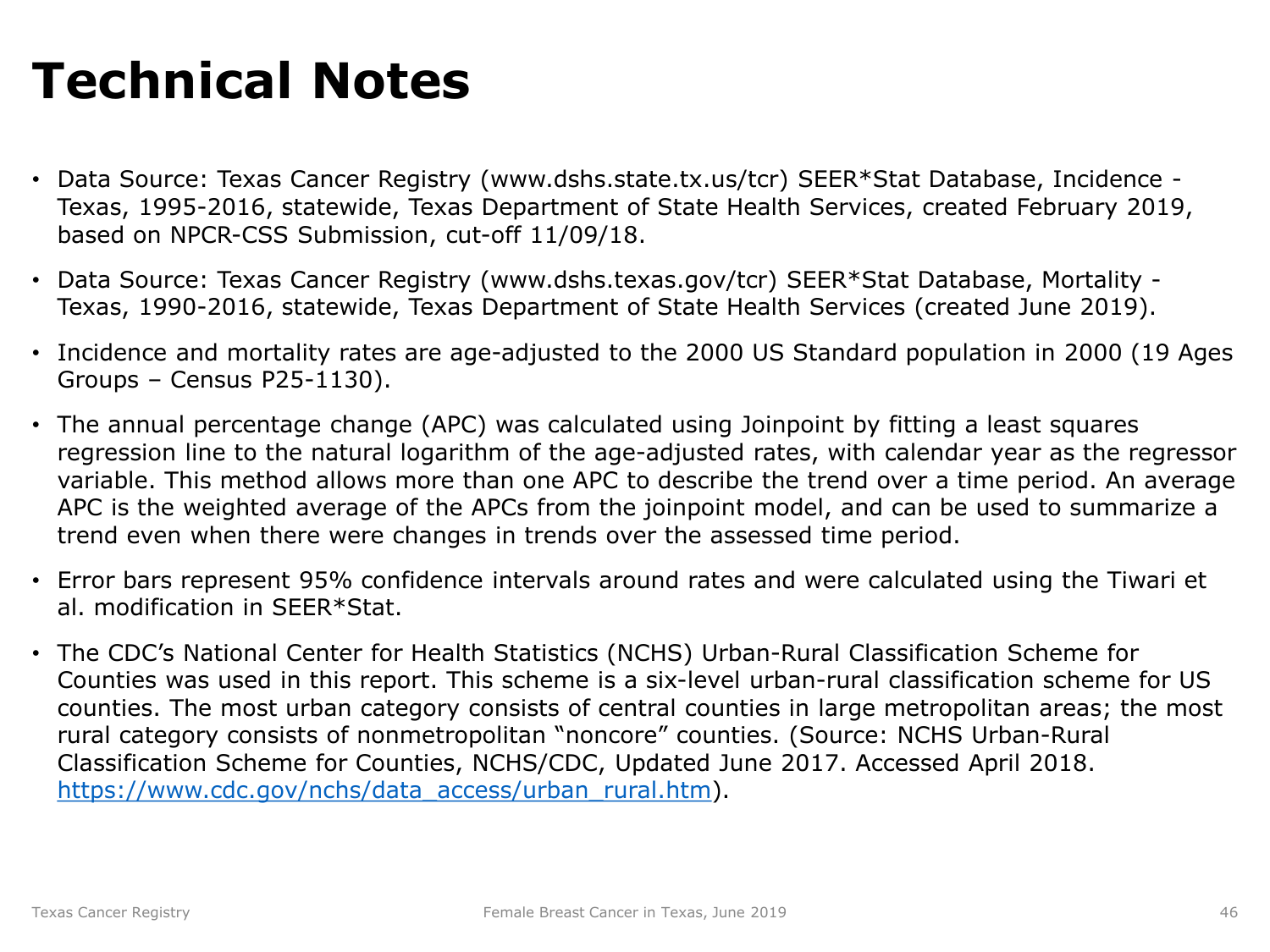# Technical Notes

- Data Source: Texas Cancer Registry (www.dshs.state.tx.us/tcr) SEER*Stat Database, Incidence - Texas, 1995-2016, statewide, Texas Department of State Health Services, created February 2019, based on NPCR-CSS Submission, cut-off 11/09/18.
- Data Source: Texas Cancer Registry (www.dshs.texas.gov/tcr) SEER*Stat Database, Mortality - Texas, 1990-2016, statewide, Texas Department of State Health Services (created June 2019).
- Incidence and mortality rates are age-adjusted to the 2000 US Standard population in 2000 (19 Ages Groups – Census P25-1130).
- The annual percentage change (APC) was calculated using Joinpoint by fitting a least squares regression line to the natural logarithm of the age-adjusted rates, with calendar year as the regressor variable. This method allows more than one APC to describe the trend over a time period. An average APC is the weighted average of the APCs from the joinpoint model, and can be used to summarize a trend even when there were changes in trends over the assessed time period.
- Error bars represent 95% confidence intervals around rates and were calculated using the Tiwari et al. modification in SEER*Stat.
- The CDC's National Center for Health Statistics (NCHS) Urban-Rural Classification Scheme for Counties was used in this report. This scheme is a six-level urban-rural classification scheme for US counties. The most urban category consists of central counties in large metropolitan areas; the most rural category consists of nonmetropolitan "noncore" counties. (Source: NCHS Urban-Rural Classification Scheme for Counties, NCHS/CDC, Updated June 2017. Accessed April 2018. [https://www.cdc.gov/nchs/data_access/urban_rural.htm](https://www.cdc.gov/nchs/data_access/urban_rural.htm)).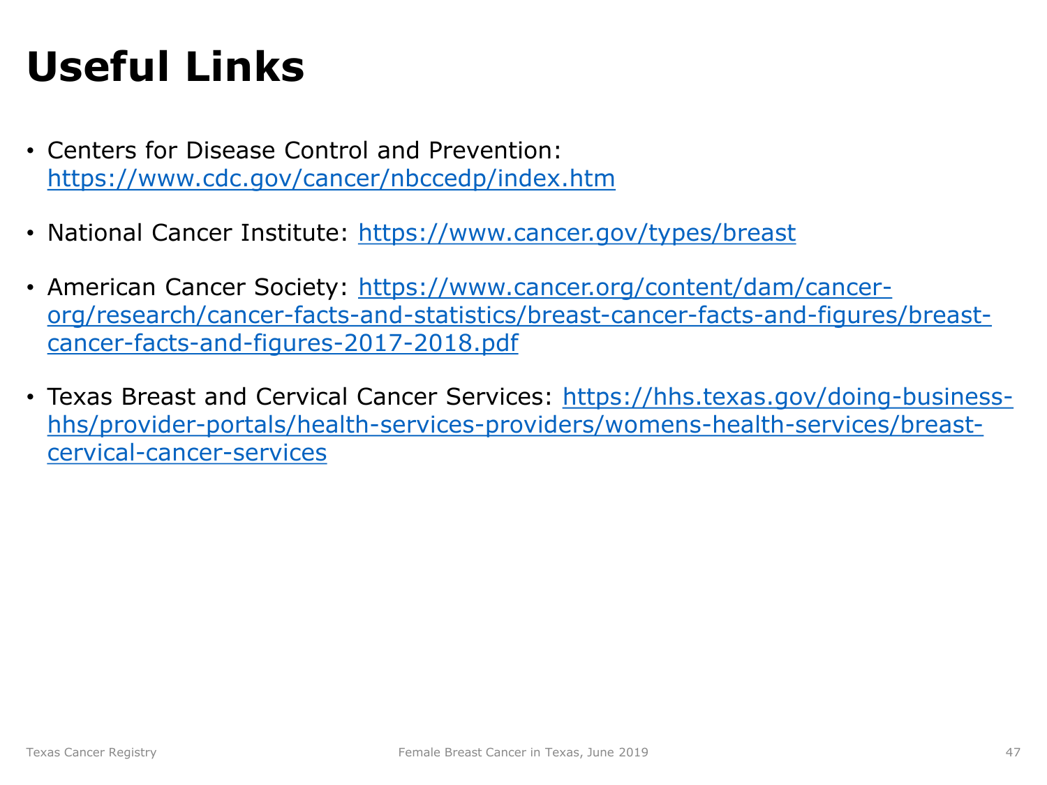# Useful Links

- Centers for Disease Control and Prevention: https://www.cdc.gov/cancer/nbccedp/index.htm
- National Cancer Institute: https://www.cancer.gov/types/breast
- American Cancer Society: https://www.cancer.org/content/dam/cancer-org/research/cancer-facts-and-statistics/breast-cancer-facts-and-figures/breast-cancer-facts-and-figures-2017-2018.pdf
- Texas Breast and Cervical Cancer Services: https://hhs.texas.gov/doing-business-hhs/provider-portals/health-services-providers/womens-health-services/breast-cervical-cancer-services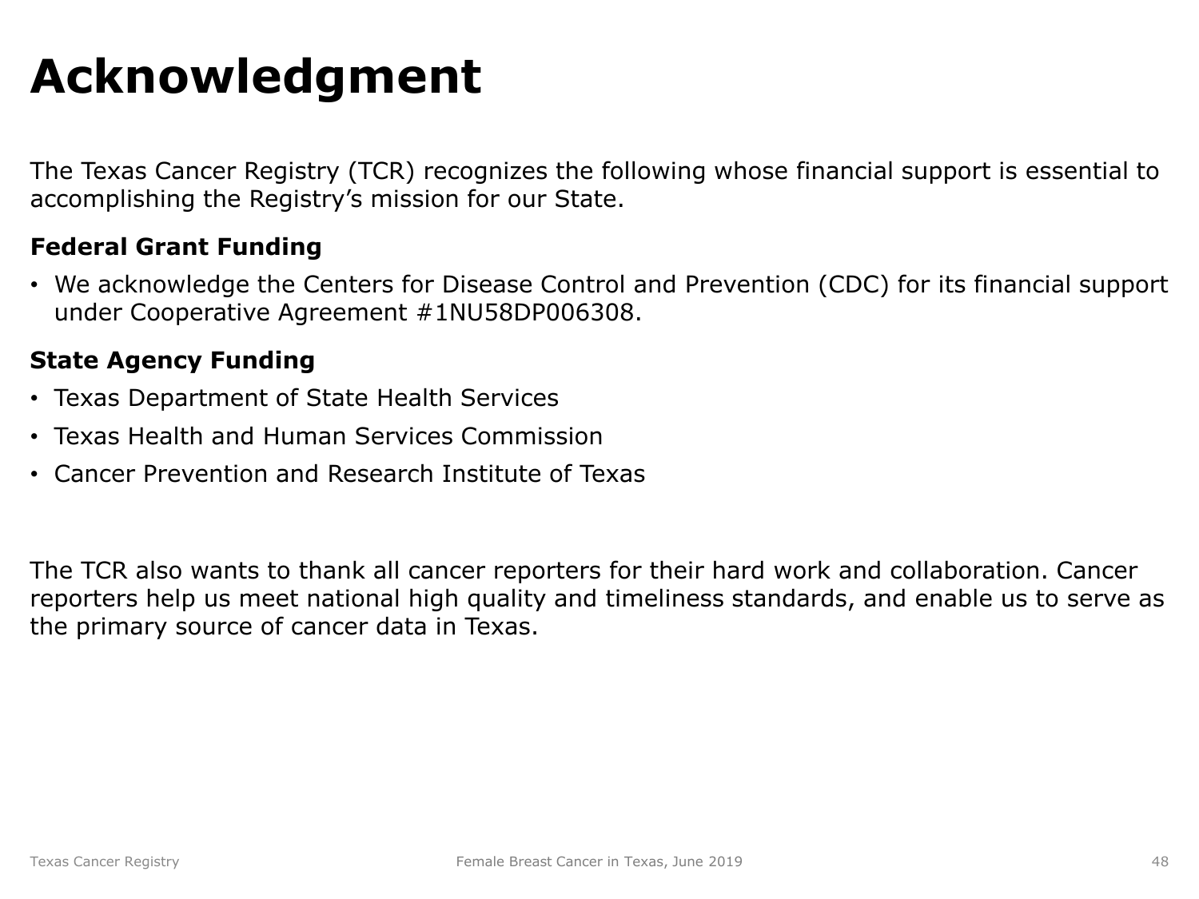# Acknowledgment

The Texas Cancer Registry (TCR) recognizes the following whose financial support is essential to accomplishing the Registry's mission for our State.

**Federal Grant Funding**

- We acknowledge the Centers for Disease Control and Prevention (CDC) for its financial support under Cooperative Agreement #1NU58DP006308.

**State Agency Funding**

- Texas Department of State Health Services
- Texas Health and Human Services Commission
- Cancer Prevention and Research Institute of Texas

The TCR also wants to thank all cancer reporters for their hard work and collaboration. Cancer reporters help us meet national high quality and timeliness standards, and enable us to serve as the primary source of cancer data in Texas.